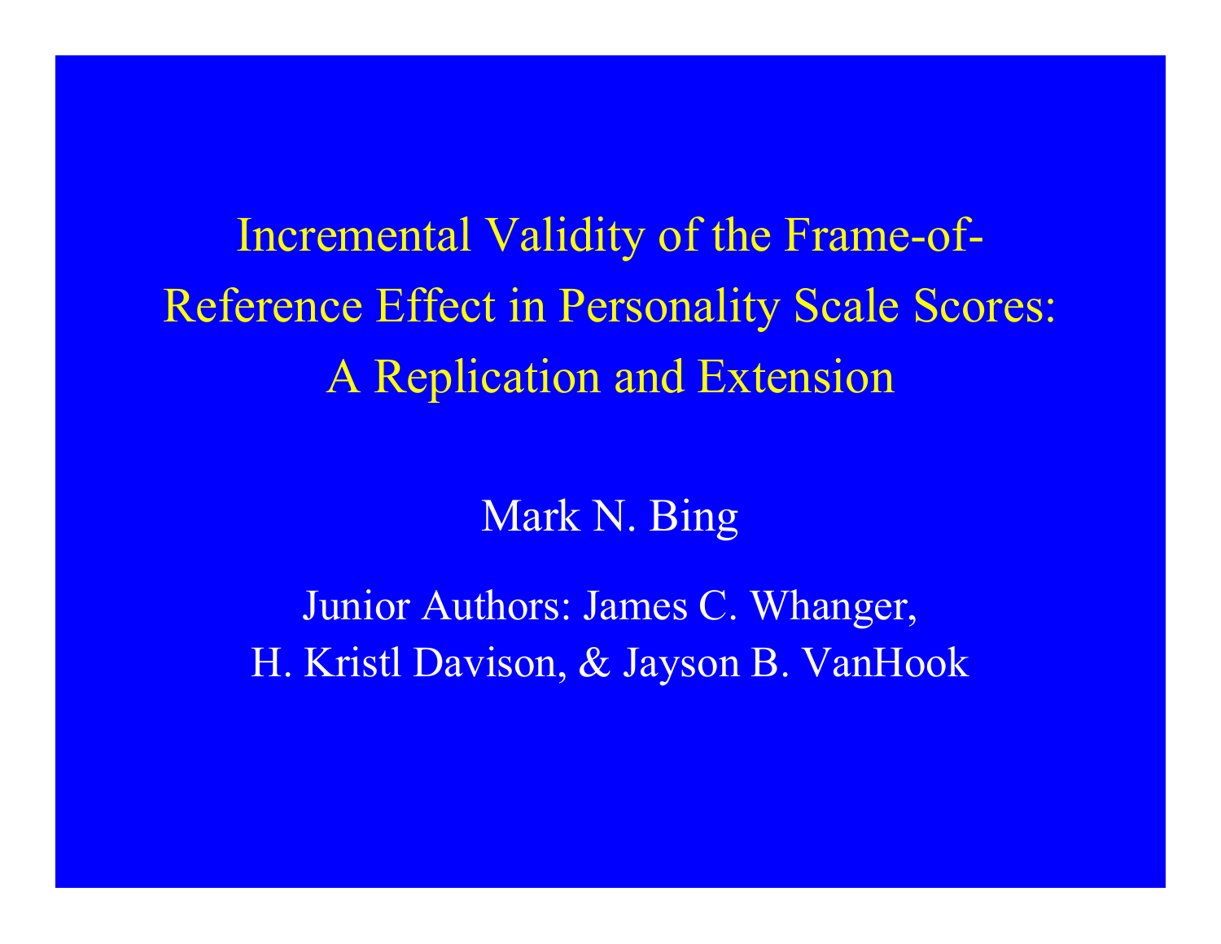# Incremental Validity of the Frame-of-Reference Effect in Personality Scale Scores: A Replication and Extension

Mark N. Bing

Junior Authors: James C. Whanger, H. Kristl Davison, & Jayson B. VanHook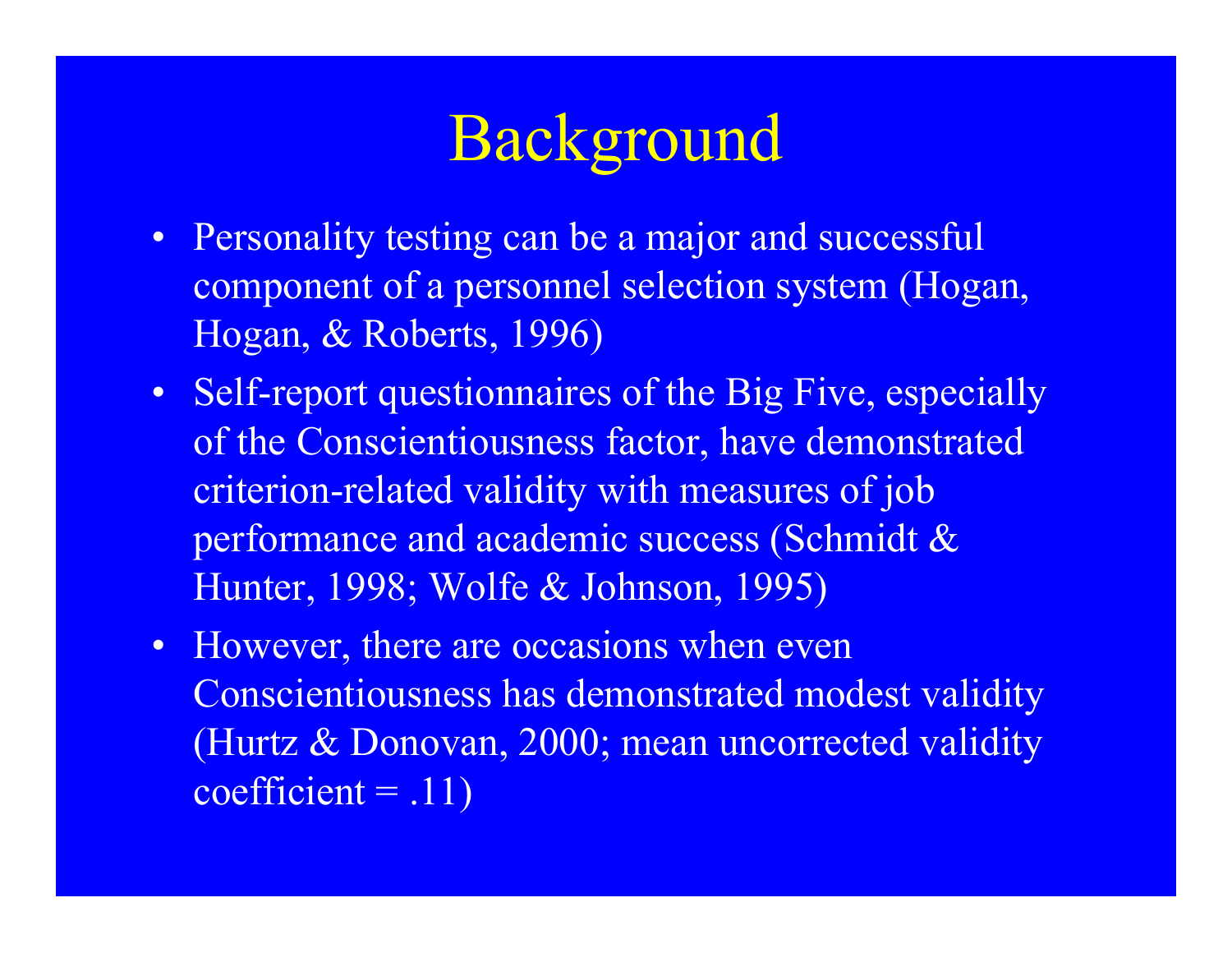# Background

- Personality testing can be a major and successful component of a personnel selection system (Hogan, Hogan, & Roberts, 1996)
- Self-report questionnaires of the Big Five, especially of the Conscientiousness factor, have demonstrated criterion-related validity with measures of job performance and academic success (Schmidt & Hunter, 1998; Wolfe & Johnson, 1995)
- However, there are occasions when even Conscientiousness has demonstrated modest validity (Hurtz & Donovan, 2000; mean uncorrected validity coefficient = .11)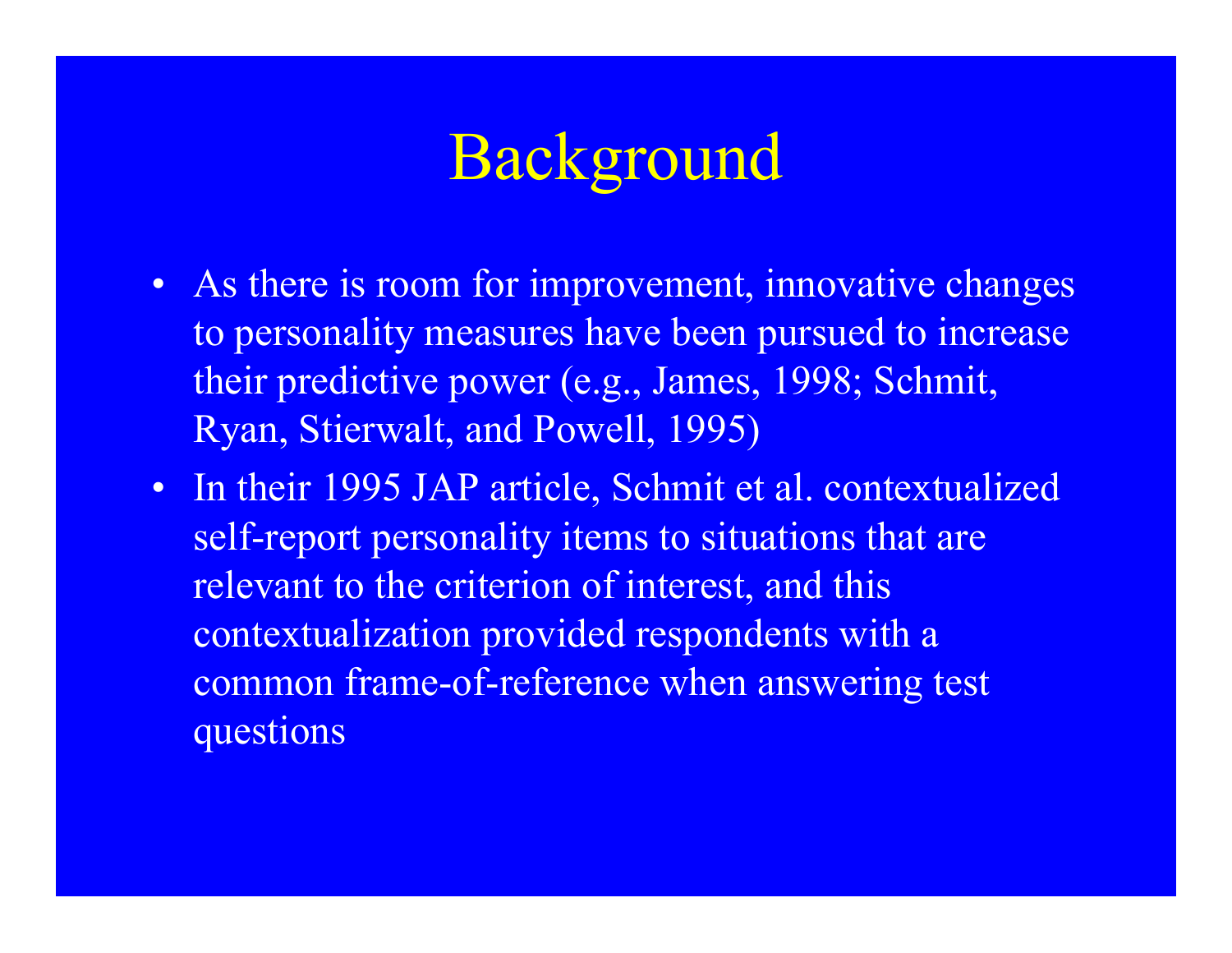# Background

- As there is room for improvement, innovative changes to personality measures have been pursued to increase their predictive power (e.g., James, 1998; Schmit, Ryan, Stierwalt, and Powell, 1995)
- In their 1995 JAP article, Schmit et al. contextualized self-report personality items to situations that are relevant to the criterion of interest, and this contextualization provided respondents with a common frame-of-reference when answering test questions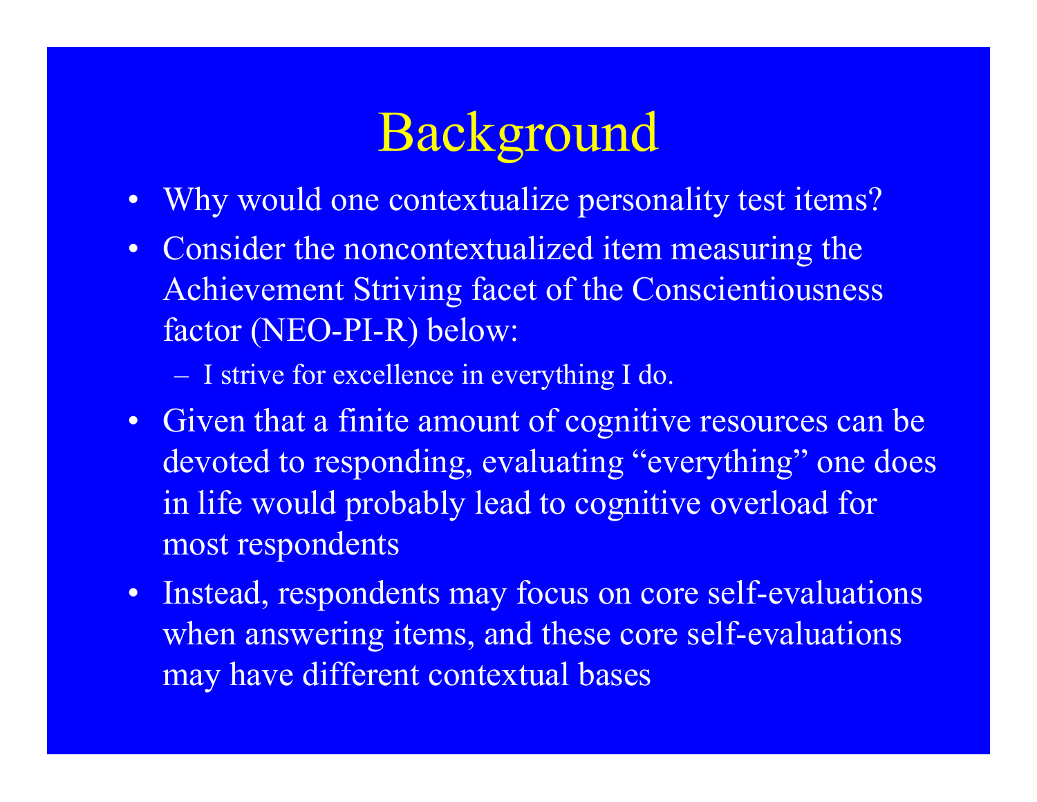# Background

- Why would one contextualize personality test items?
- Consider the noncontextualized item measuring the Achievement Striving facet of the Conscientiousness factor (NEO-PI-R) below:
  - I strive for excellence in everything I do.
- Given that a finite amount of cognitive resources can be devoted to responding, evaluating "everything" one does in life would probably lead to cognitive overload for most respondents
- Instead, respondents may focus on core self-evaluations when answering items, and these core self-evaluations may have different contextual bases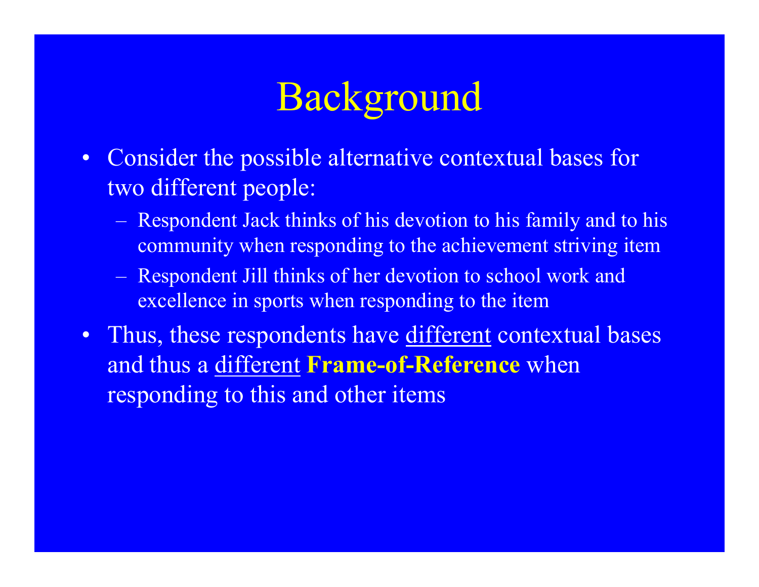# Background

- Consider the possible alternative contextual bases for two different people:
  - Respondent Jack thinks of his devotion to his family and to his community when responding to the achievement striving item
  - Respondent Jill thinks of her devotion to school work and excellence in sports when responding to the item
- Thus, these respondents have <u>different</u> contextual bases and thus a <u>different</u> **Frame-of-Reference** when responding to this and other items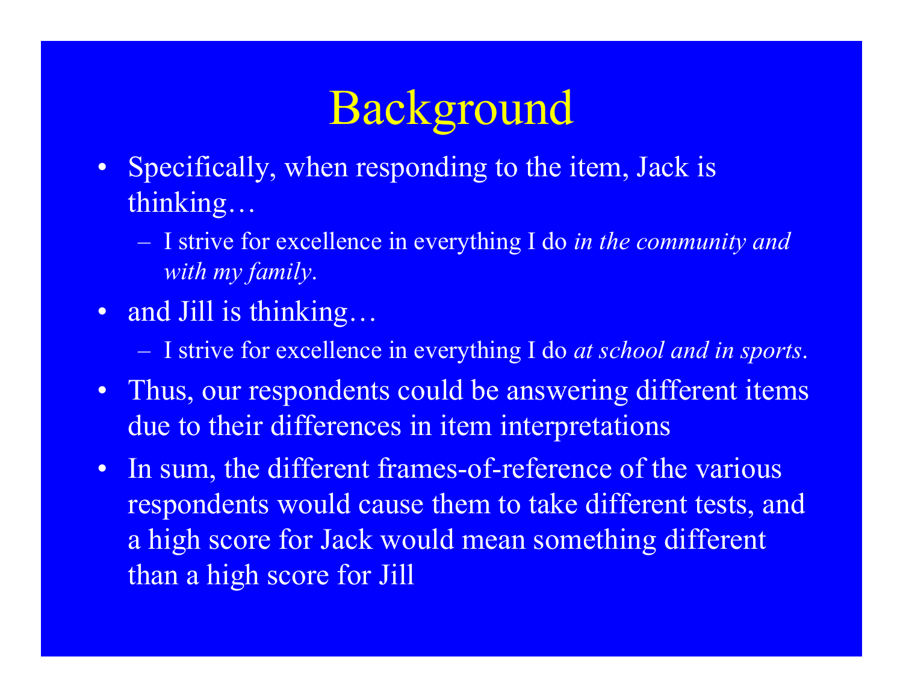# Background

- Specifically, when responding to the item, Jack is thinking…
  - I strive for excellence in everything I do *in the community and with my family*.
- and Jill is thinking…
  - I strive for excellence in everything I do *at school and in sports*.
- Thus, our respondents could be answering different items due to their differences in item interpretations
- In sum, the different frames-of-reference of the various respondents would cause them to take different tests, and a high score for Jack would mean something different than a high score for Jill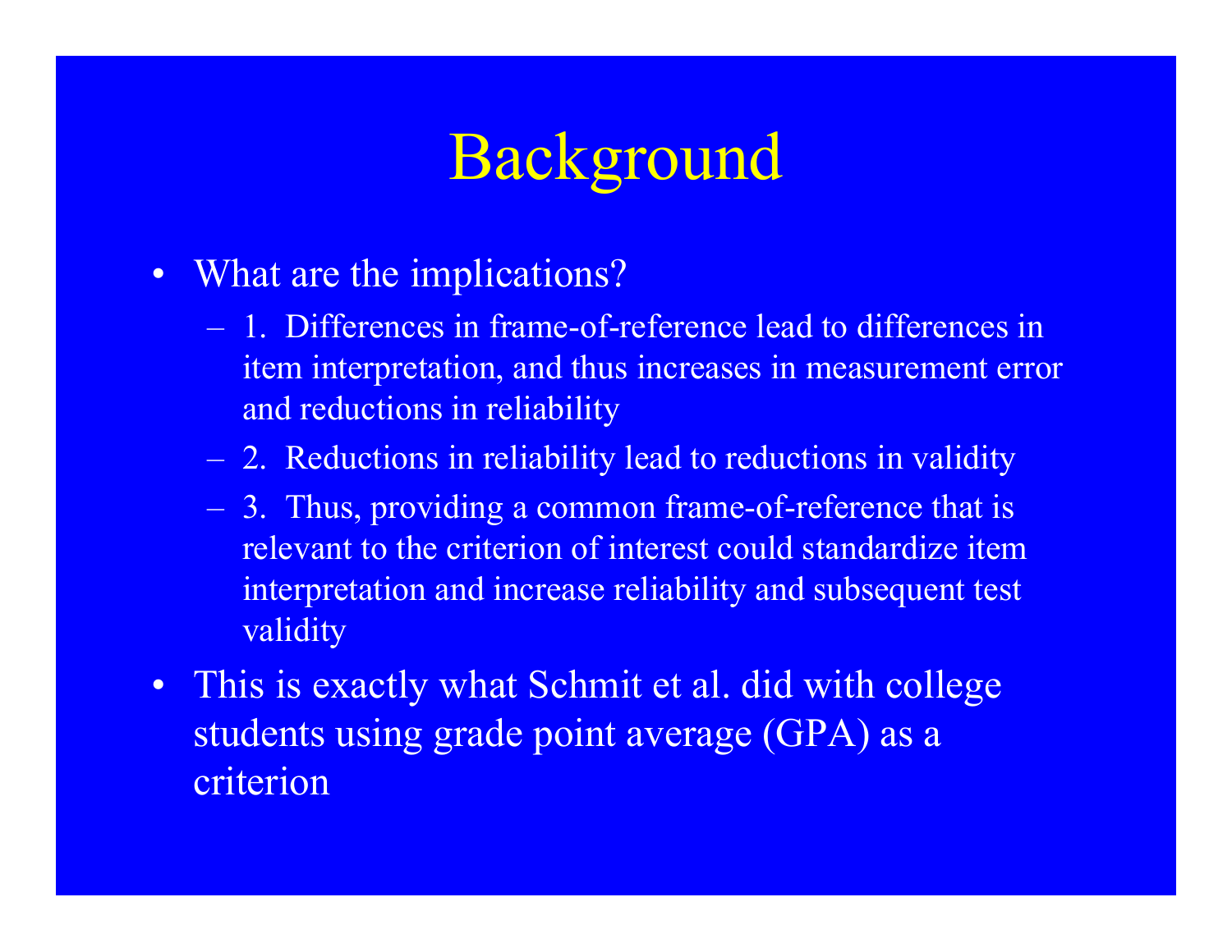# Background

- What are the implications?
  - 1. Differences in frame-of-reference lead to differences in item interpretation, and thus increases in measurement error and reductions in reliability
  - 2. Reductions in reliability lead to reductions in validity
  - 3. Thus, providing a common frame-of-reference that is relevant to the criterion of interest could standardize item interpretation and increase reliability and subsequent test validity
- This is exactly what Schmit et al. did with college students using grade point average (GPA) as a criterion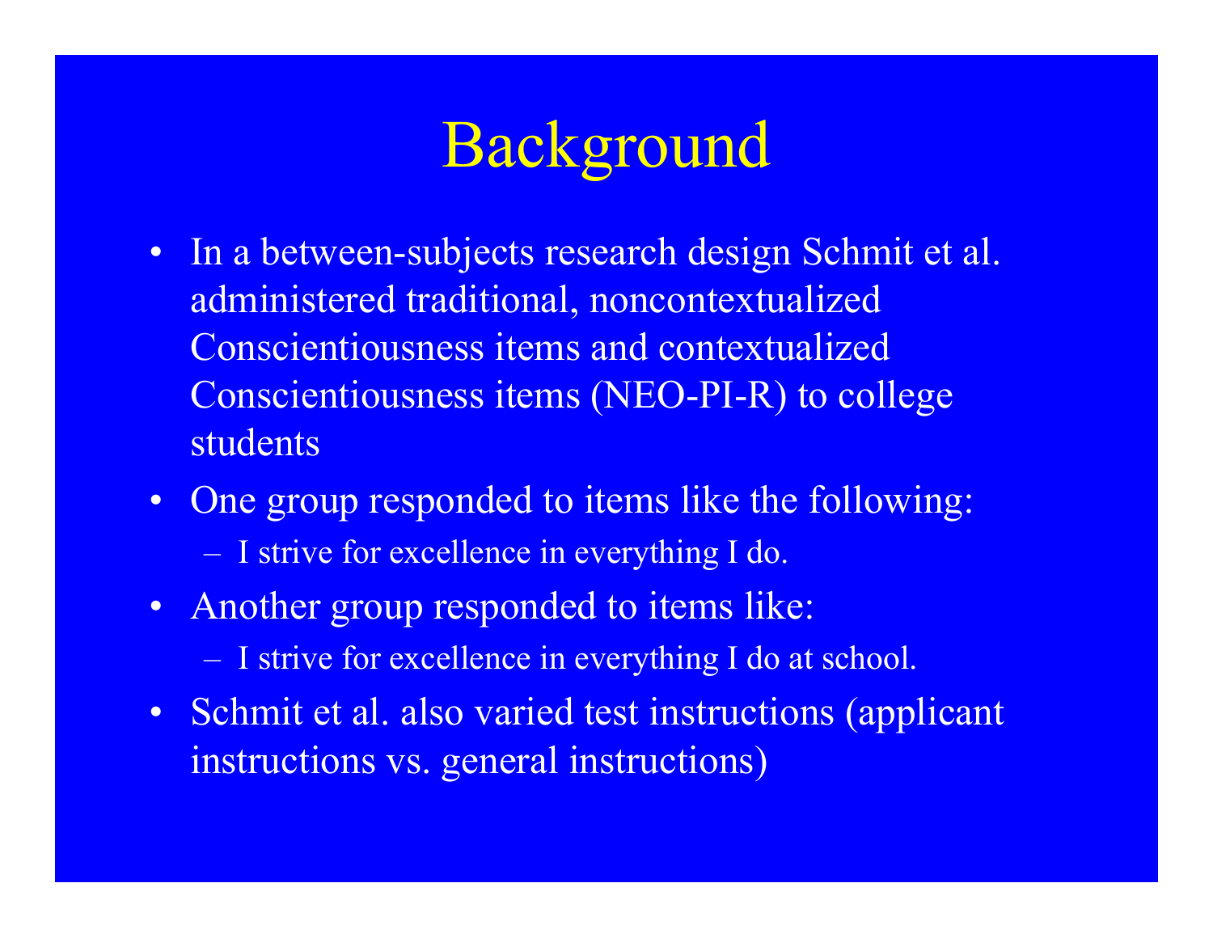# Background

- In a between-subjects research design Schmit et al. administered traditional, noncontextualized Conscientiousness items and contextualized Conscientiousness items (NEO-PI-R) to college students
- One group responded to items like the following:
  - I strive for excellence in everything I do.
- Another group responded to items like:
  - I strive for excellence in everything I do at school.
- Schmit et al. also varied test instructions (applicant instructions vs. general instructions)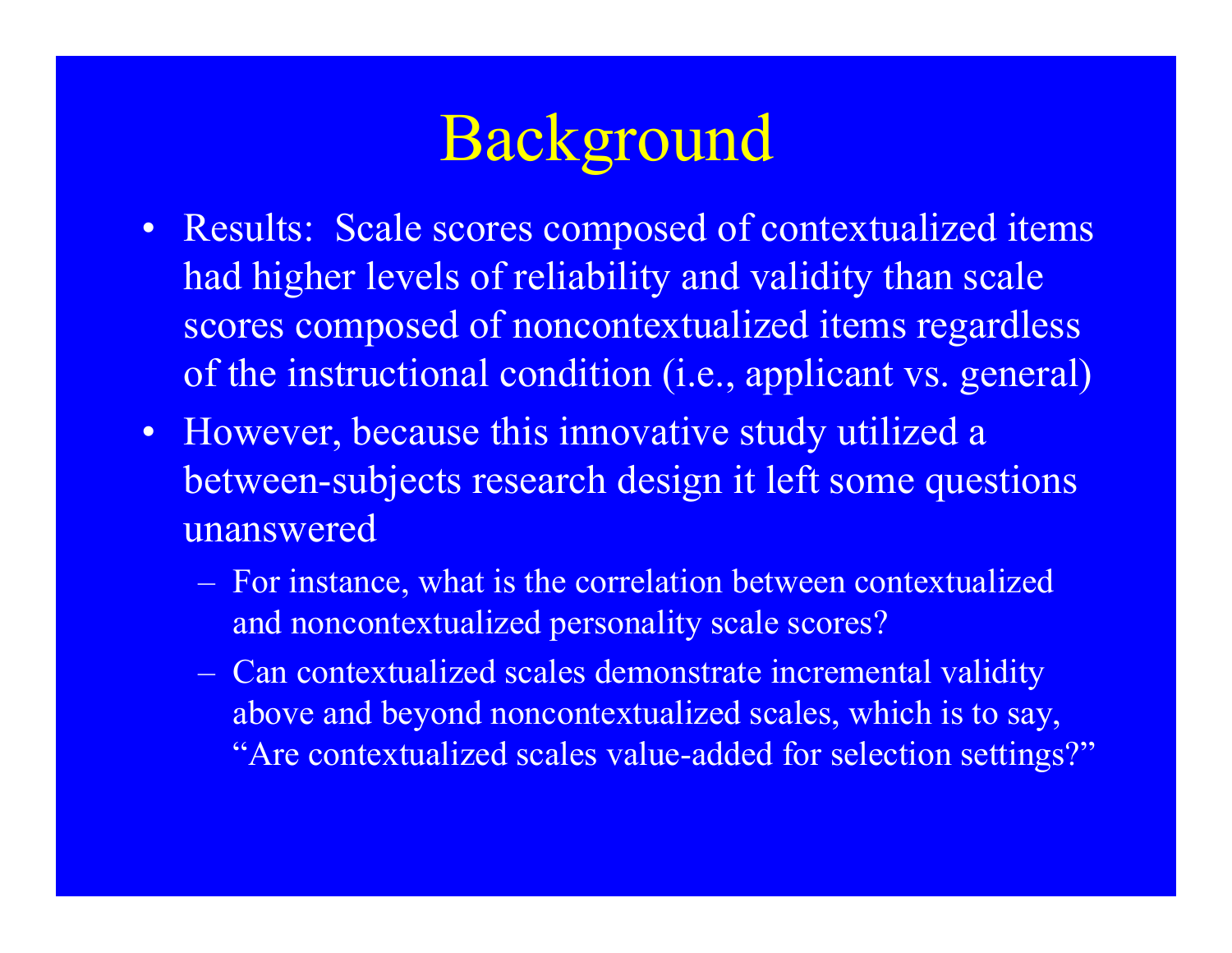# Background

- Results: Scale scores composed of contextualized items had higher levels of reliability and validity than scale scores composed of noncontextualized items regardless of the instructional condition (i.e., applicant vs. general)
- However, because this innovative study utilized a between-subjects research design it left some questions unanswered
  - For instance, what is the correlation between contextualized and noncontextualized personality scale scores?
  - Can contextualized scales demonstrate incremental validity above and beyond noncontextualized scales, which is to say, "Are contextualized scales value-added for selection settings?"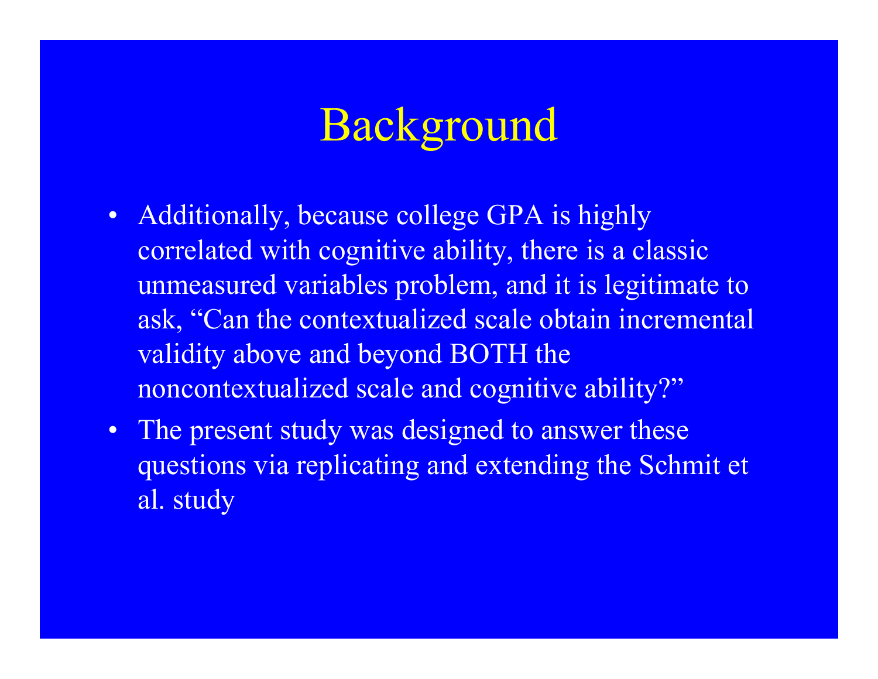# Background

- Additionally, because college GPA is highly correlated with cognitive ability, there is a classic unmeasured variables problem, and it is legitimate to ask, "Can the contextualized scale obtain incremental validity above and beyond BOTH the noncontextualized scale and cognitive ability?"
- The present study was designed to answer these questions via replicating and extending the Schmit et al. study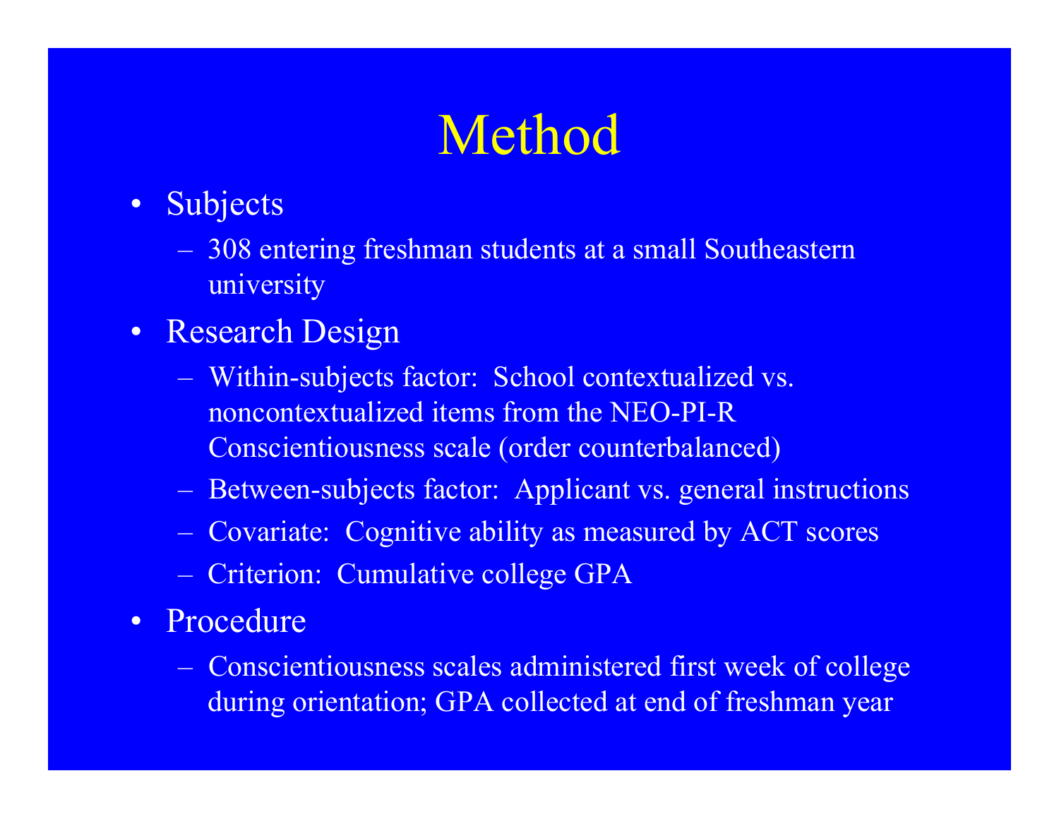# Method

- Subjects
  - 308 entering freshman students at a small Southeastern university
- Research Design
  - Within-subjects factor: School contextualized vs. noncontextualized items from the NEO-PI-R Conscientiousness scale (order counterbalanced)
  - Between-subjects factor: Applicant vs. general instructions
  - Covariate: Cognitive ability as measured by ACT scores
  - Criterion: Cumulative college GPA
- Procedure
  - Conscientiousness scales administered first week of college during orientation; GPA collected at end of freshman year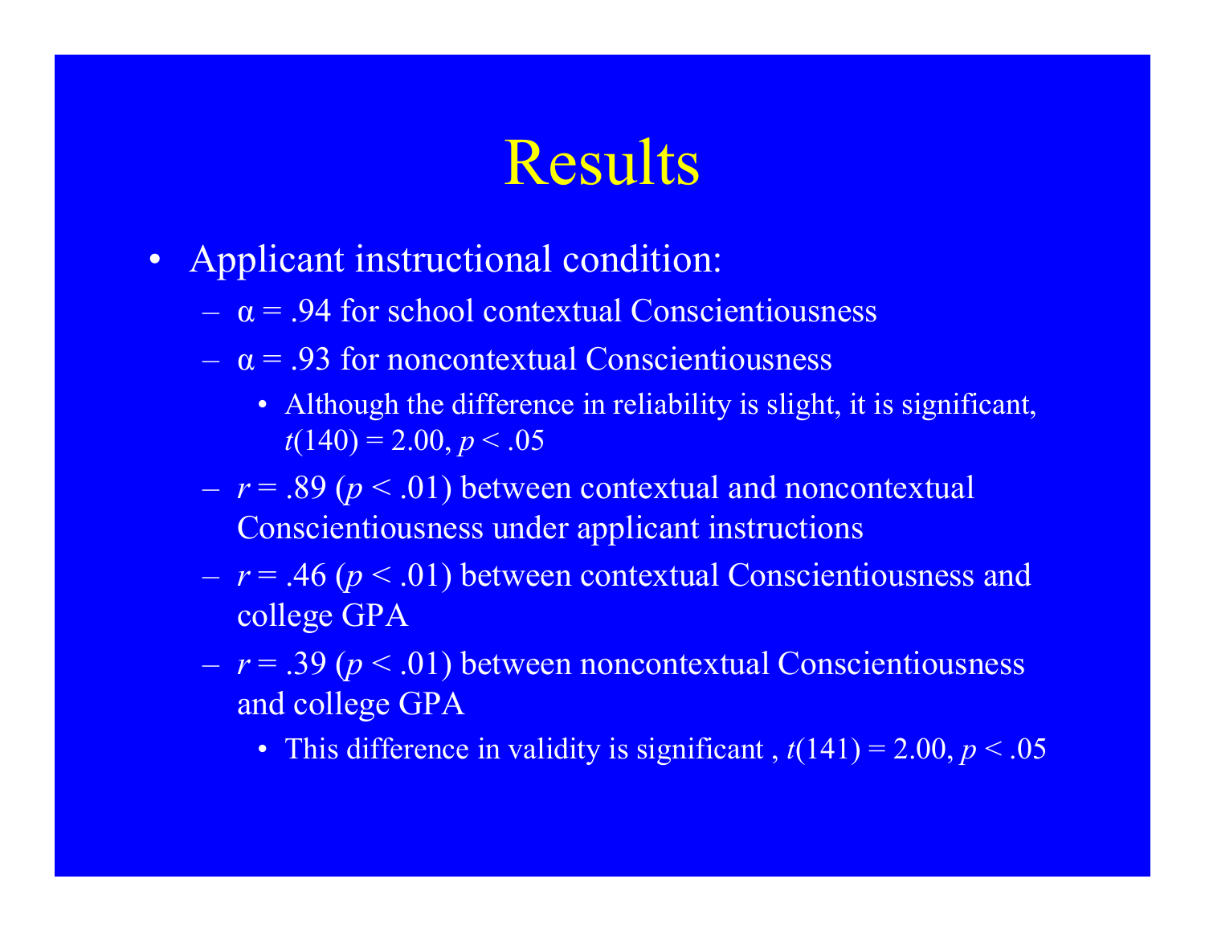# Results

- Applicant instructional condition:
  - $\alpha = .94$ for school contextual Conscientiousness
  - $\alpha = .93$ for noncontextual Conscientiousness
    - Although the difference in reliability is slight, it is significant, $t(140) = 2.00$, $p < .05$
  - $r = .89$ ($p < .01$) between contextual and noncontextual Conscientiousness under applicant instructions
  - $r = .46$ ($p < .01$) between contextual Conscientiousness and college GPA
  - $r = .39$ ($p < .01$) between noncontextual Conscientiousness and college GPA
    - This difference in validity is significant , $t(141) = 2.00$, $p < .05$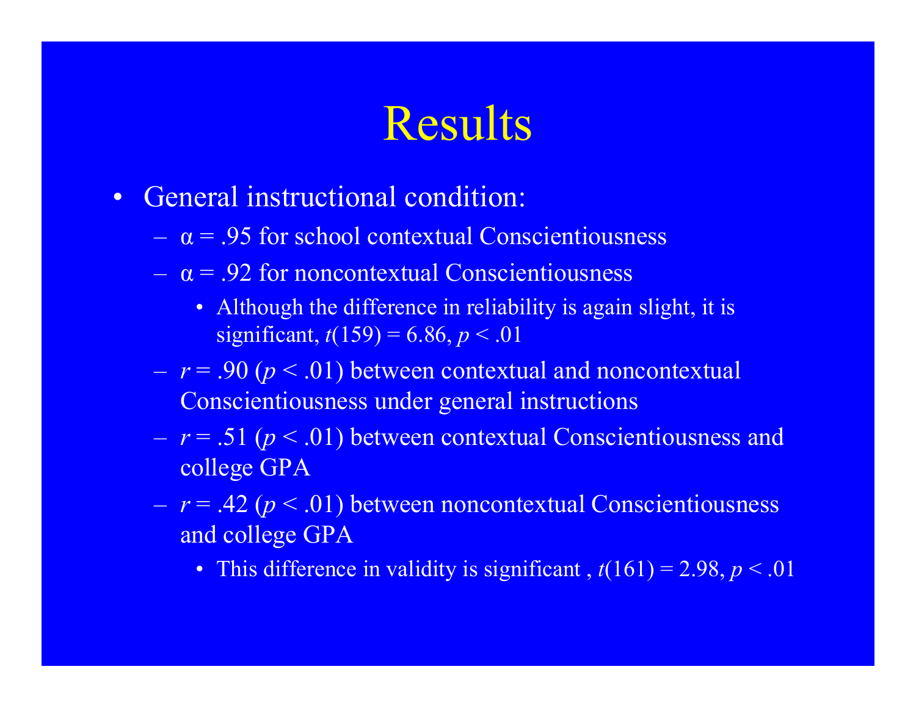# Results

- General instructional condition:
  - $\alpha = .95$ for school contextual Conscientiousness
  - $\alpha = .92$ for noncontextual Conscientiousness
    - Although the difference in reliability is again slight, it is significant, $t(159) = 6.86$, $p < .01$
  - $r = .90$ ($p < .01$) between contextual and noncontextual Conscientiousness under general instructions
  - $r = .51$ ($p < .01$) between contextual Conscientiousness and college GPA
  - $r = .42$ ($p < .01$) between noncontextual Conscientiousness and college GPA
    - This difference in validity is significant , $t(161) = 2.98$, $p < .01$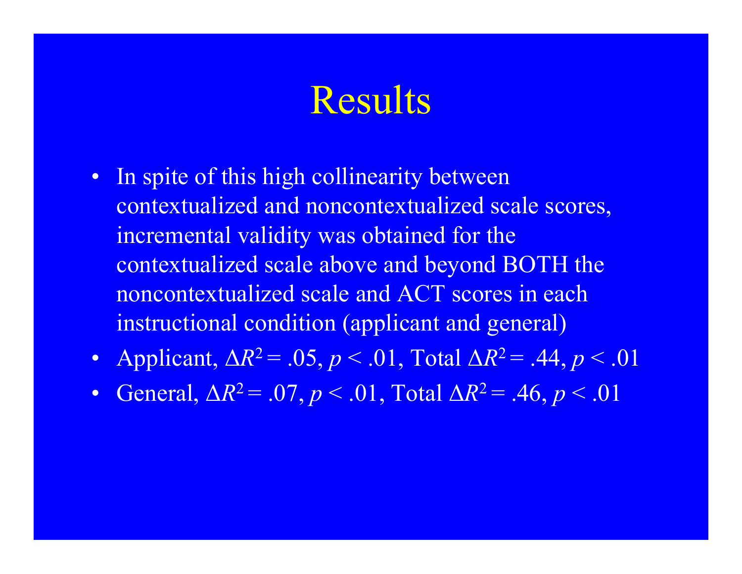# Results

- In spite of this high collinearity between contextualized and noncontextualized scale scores, incremental validity was obtained for the contextualized scale above and beyond BOTH the noncontextualized scale and ACT scores in each instructional condition (applicant and general)
- Applicant, $\Delta R^2 = .05$, $p < .01$, Total $\Delta R^2 = .44$, $p < .01$
- General, $\Delta R^2 = .07$, $p < .01$, Total $\Delta R^2 = .46$, $p < .01$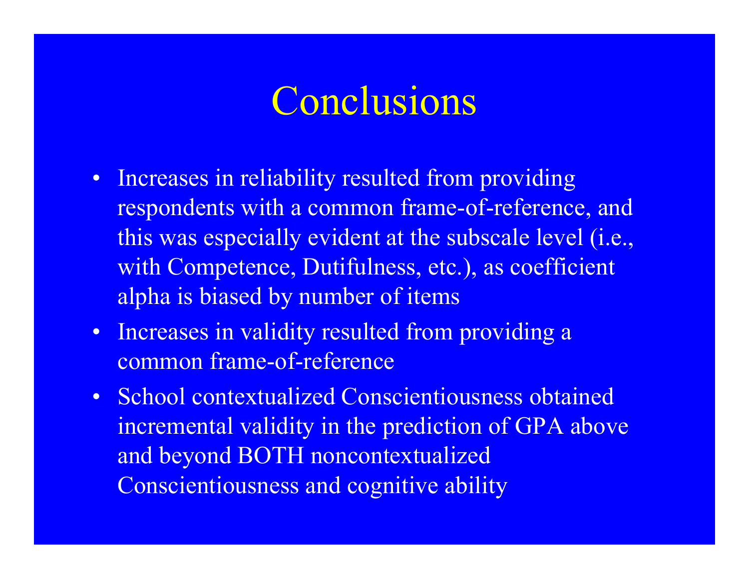# Conclusions

- Increases in reliability resulted from providing respondents with a common frame-of-reference, and this was especially evident at the subscale level (i.e., with Competence, Dutifulness, etc.), as coefficient alpha is biased by number of items
- Increases in validity resulted from providing a common frame-of-reference
- School contextualized Conscientiousness obtained incremental validity in the prediction of GPA above and beyond BOTH noncontextualized Conscientiousness and cognitive ability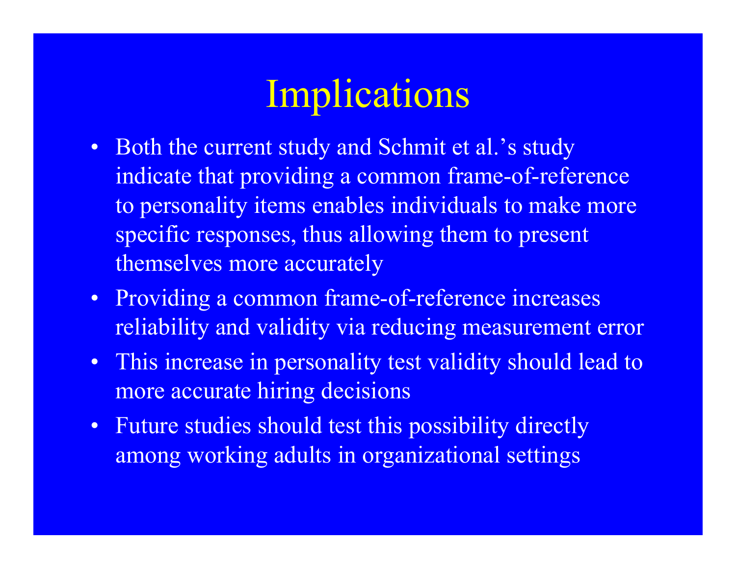# Implications

- Both the current study and Schmit et al.'s study indicate that providing a common frame-of-reference to personality items enables individuals to make more specific responses, thus allowing them to present themselves more accurately
- Providing a common frame-of-reference increases reliability and validity via reducing measurement error
- This increase in personality test validity should lead to more accurate hiring decisions
- Future studies should test this possibility directly among working adults in organizational settings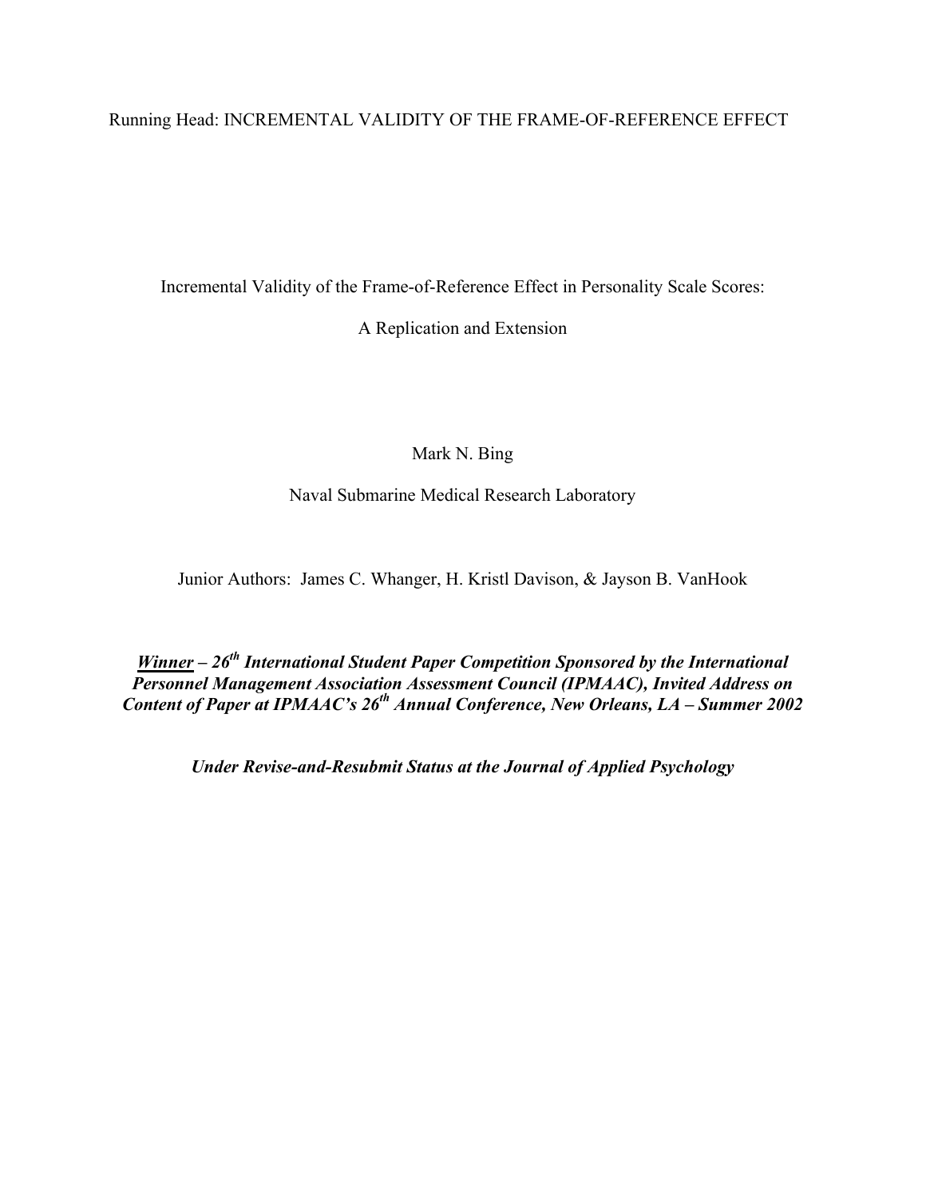Running Head: INCREMENTAL VALIDITY OF THE FRAME-OF-REFERENCE EFFECT

Incremental Validity of the Frame-of-Reference Effect in Personality Scale Scores:

A Replication and Extension

Mark N. Bing

Naval Submarine Medical Research Laboratory

Junior Authors: James C. Whanger, H. Kristl Davison, & Jayson B. VanHook

***<u>Winner</u> – 26th International Student Paper Competition Sponsored by the International Personnel Management Association Assessment Council (IPMAAC), Invited Address on Content of Paper at IPMAAC's 26th Annual Conference, New Orleans, LA – Summer 2002***

***Under Revise-and-Resubmit Status at the Journal of Applied Psychology***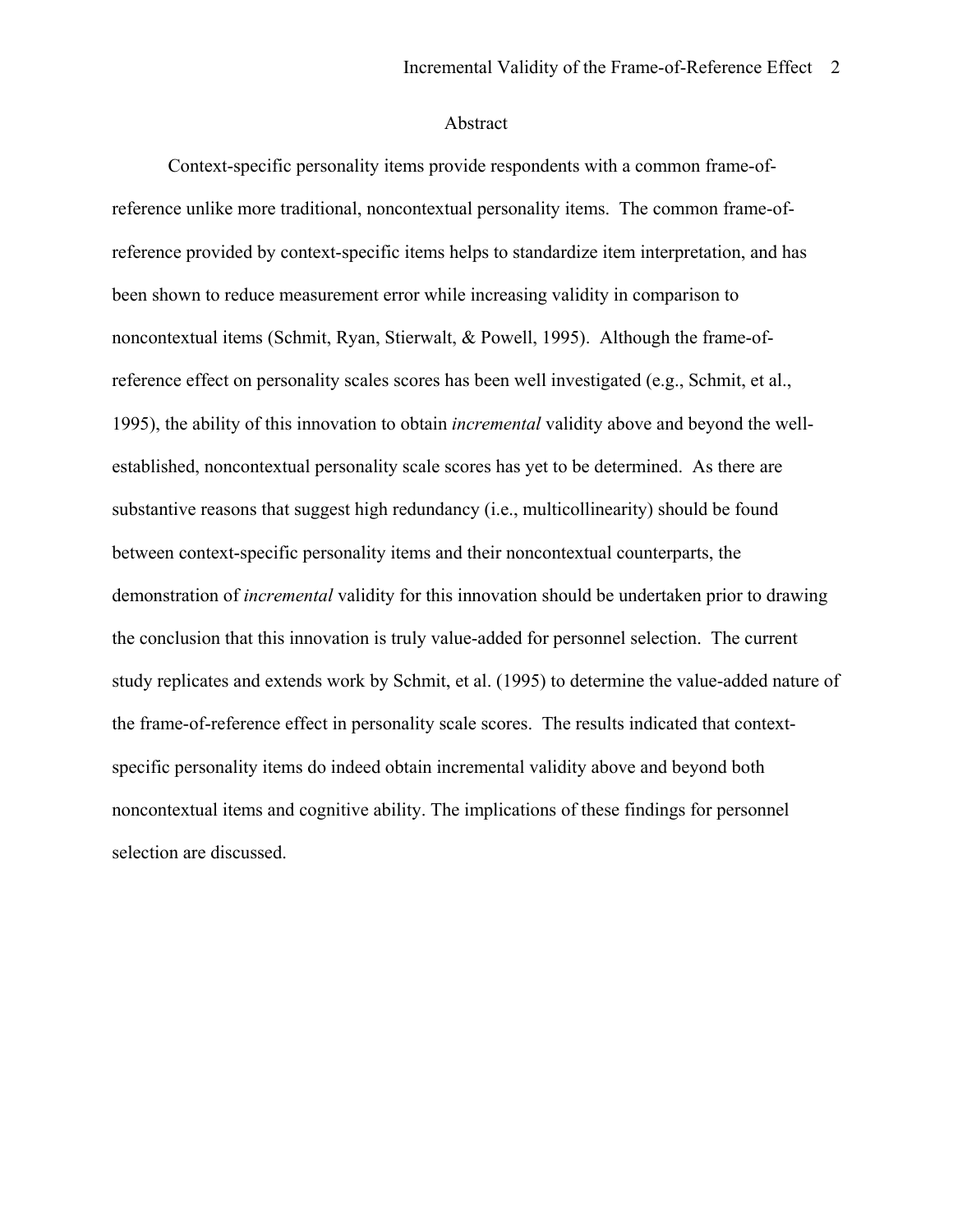## Abstract

Context-specific personality items provide respondents with a common frame-of-reference unlike more traditional, noncontextual personality items. The common frame-of-reference provided by context-specific items helps to standardize item interpretation, and has been shown to reduce measurement error while increasing validity in comparison to noncontextual items (Schmit, Ryan, Stierwalt, & Powell, 1995). Although the frame-of-reference effect on personality scales scores has been well investigated (e.g., Schmit, et al., 1995), the ability of this innovation to obtain *incremental* validity above and beyond the well-established, noncontextual personality scale scores has yet to be determined. As there are substantive reasons that suggest high redundancy (i.e., multicollinearity) should be found between context-specific personality items and their noncontextual counterparts, the demonstration of *incremental* validity for this innovation should be undertaken prior to drawing the conclusion that this innovation is truly value-added for personnel selection. The current study replicates and extends work by Schmit, et al. (1995) to determine the value-added nature of the frame-of-reference effect in personality scale scores. The results indicated that context-specific personality items do indeed obtain incremental validity above and beyond both noncontextual items and cognitive ability. The implications of these findings for personnel selection are discussed.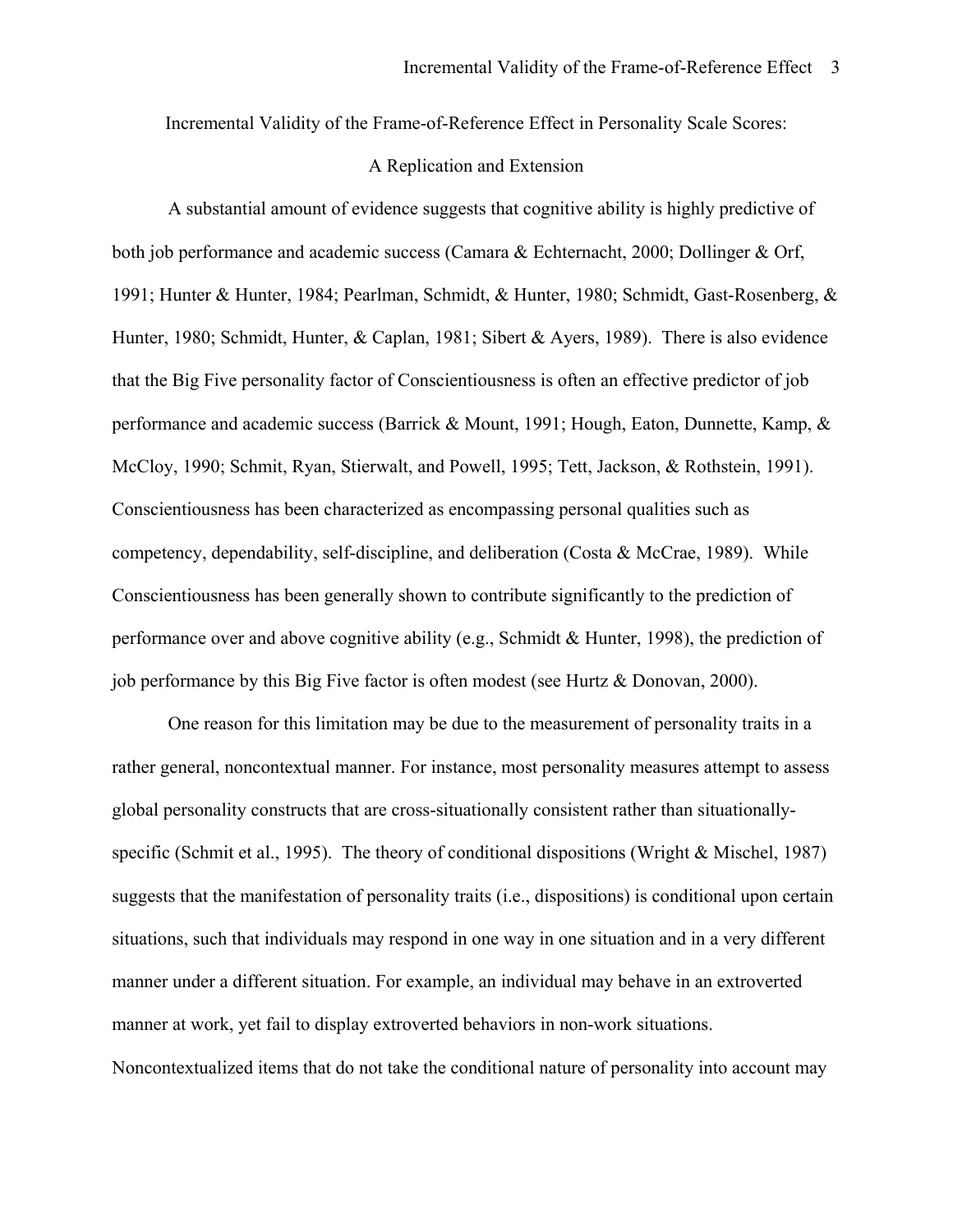Incremental Validity of the Frame-of-Reference Effect in Personality Scale Scores:

A Replication and Extension

A substantial amount of evidence suggests that cognitive ability is highly predictive of both job performance and academic success (Camara & Echternacht, 2000; Dollinger & Orf, 1991; Hunter & Hunter, 1984; Pearlman, Schmidt, & Hunter, 1980; Schmidt, Gast-Rosenberg, & Hunter, 1980; Schmidt, Hunter, & Caplan, 1981; Sibert & Ayers, 1989). There is also evidence that the Big Five personality factor of Conscientiousness is often an effective predictor of job performance and academic success (Barrick & Mount, 1991; Hough, Eaton, Dunnette, Kamp, & McCloy, 1990; Schmit, Ryan, Stierwalt, and Powell, 1995; Tett, Jackson, & Rothstein, 1991). Conscientiousness has been characterized as encompassing personal qualities such as competency, dependability, self-discipline, and deliberation (Costa & McCrae, 1989). While Conscientiousness has been generally shown to contribute significantly to the prediction of performance over and above cognitive ability (e.g., Schmidt & Hunter, 1998), the prediction of job performance by this Big Five factor is often modest (see Hurtz & Donovan, 2000).

One reason for this limitation may be due to the measurement of personality traits in a rather general, noncontextual manner. For instance, most personality measures attempt to assess global personality constructs that are cross-situationally consistent rather than situationally-specific (Schmit et al., 1995). The theory of conditional dispositions (Wright & Mischel, 1987) suggests that the manifestation of personality traits (i.e., dispositions) is conditional upon certain situations, such that individuals may respond in one way in one situation and in a very different manner under a different situation. For example, an individual may behave in an extroverted manner at work, yet fail to display extroverted behaviors in non-work situations. Noncontextualized items that do not take the conditional nature of personality into account may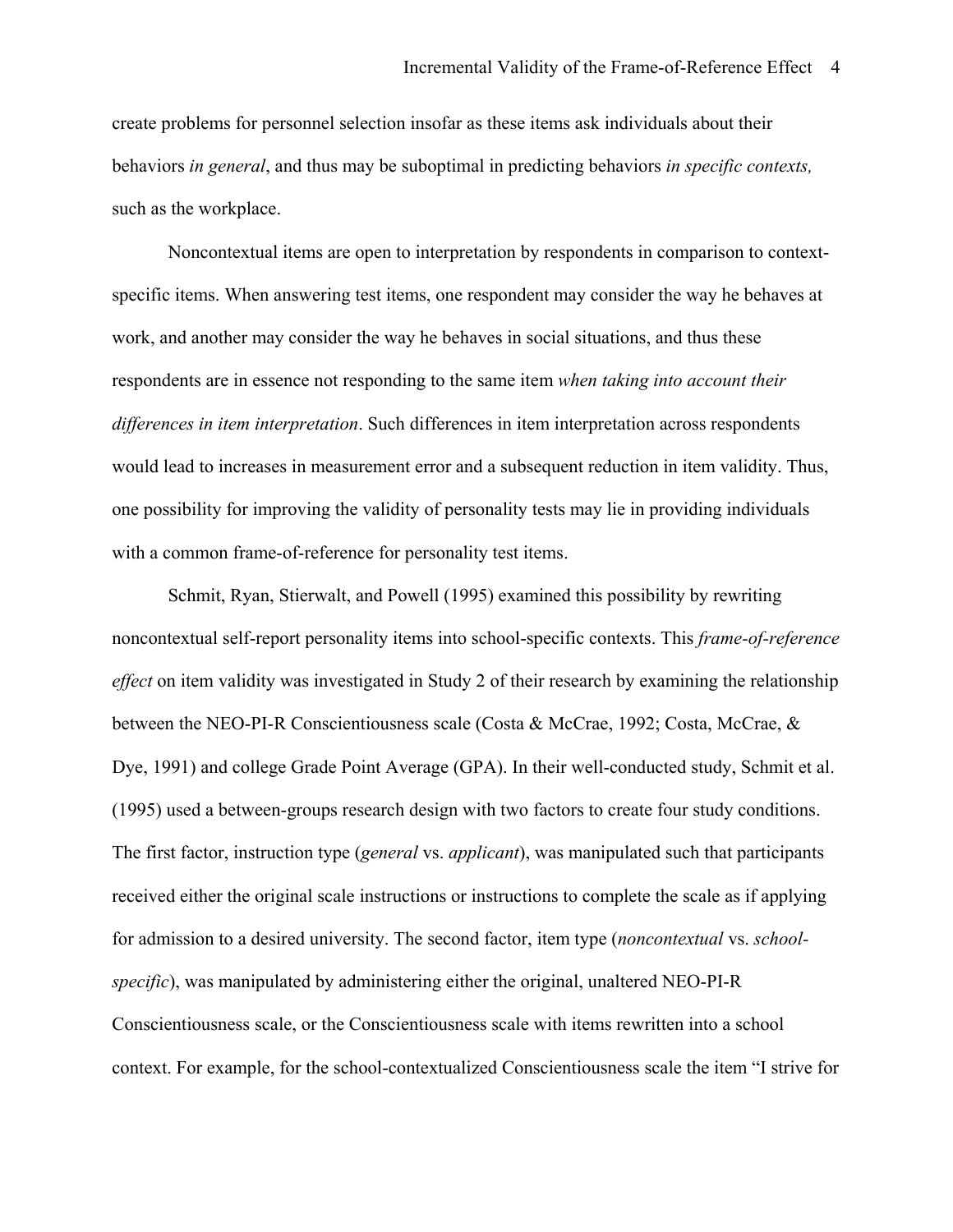create problems for personnel selection insofar as these items ask individuals about their behaviors *in general*, and thus may be suboptimal in predicting behaviors *in specific contexts,* such as the workplace.

Noncontextual items are open to interpretation by respondents in comparison to context-specific items. When answering test items, one respondent may consider the way he behaves at work, and another may consider the way he behaves in social situations, and thus these respondents are in essence not responding to the same item *when taking into account their differences in item interpretation*. Such differences in item interpretation across respondents would lead to increases in measurement error and a subsequent reduction in item validity. Thus, one possibility for improving the validity of personality tests may lie in providing individuals with a common frame-of-reference for personality test items.

Schmit, Ryan, Stierwalt, and Powell (1995) examined this possibility by rewriting noncontextual self-report personality items into school-specific contexts. This *frame-of-reference effect* on item validity was investigated in Study 2 of their research by examining the relationship between the NEO-PI-R Conscientiousness scale (Costa & McCrae, 1992; Costa, McCrae, & Dye, 1991) and college Grade Point Average (GPA). In their well-conducted study, Schmit et al. (1995) used a between-groups research design with two factors to create four study conditions. The first factor, instruction type (*general* vs. *applicant*), was manipulated such that participants received either the original scale instructions or instructions to complete the scale as if applying for admission to a desired university. The second factor, item type (*noncontextual* vs. *school-specific*), was manipulated by administering either the original, unaltered NEO-PI-R Conscientiousness scale, or the Conscientiousness scale with items rewritten into a school context. For example, for the school-contextualized Conscientiousness scale the item "I strive for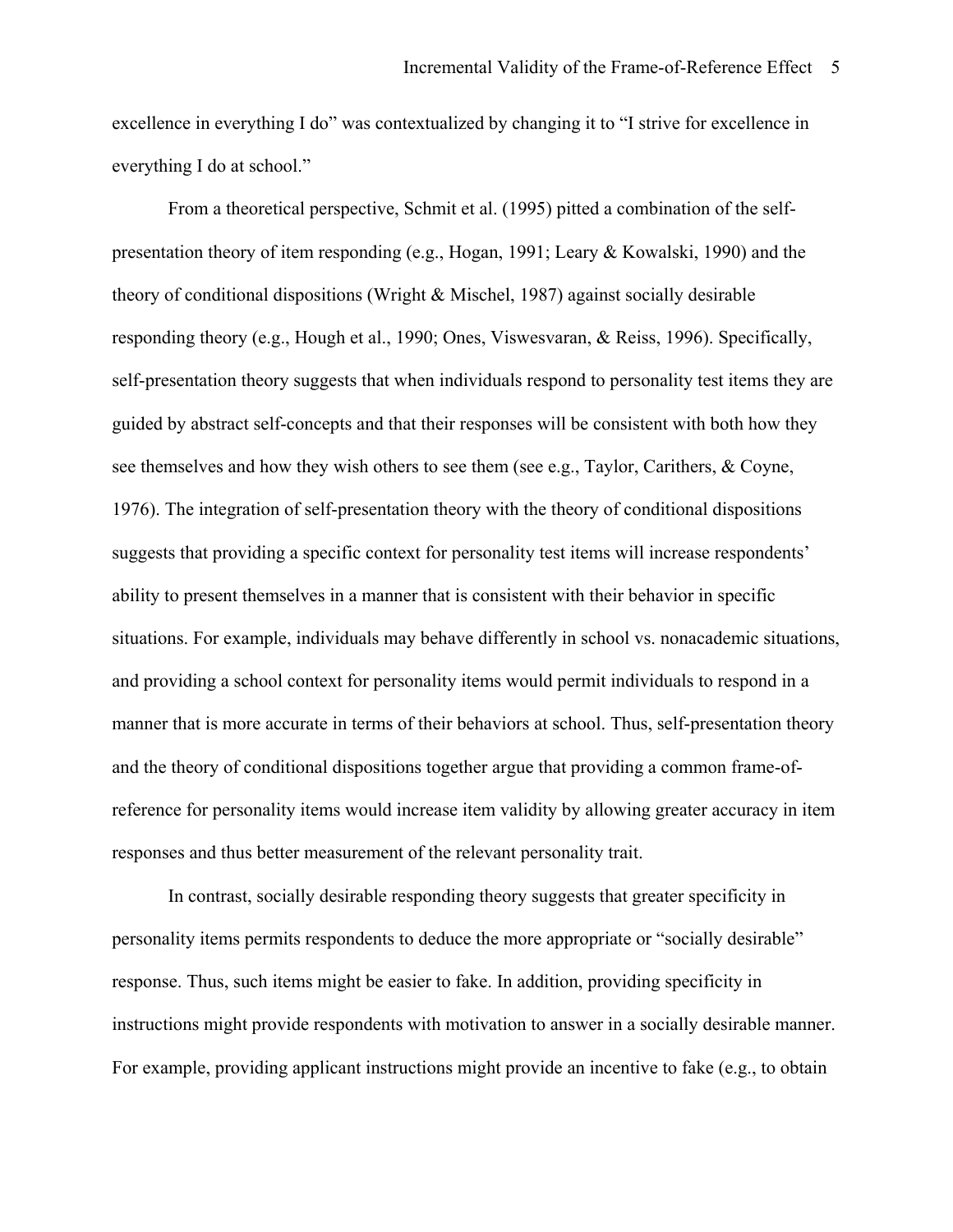excellence in everything I do" was contextualized by changing it to "I strive for excellence in everything I do at school."

From a theoretical perspective, Schmit et al. (1995) pitted a combination of the self-presentation theory of item responding (e.g., Hogan, 1991; Leary & Kowalski, 1990) and the theory of conditional dispositions (Wright & Mischel, 1987) against socially desirable responding theory (e.g., Hough et al., 1990; Ones, Viswesvaran, & Reiss, 1996). Specifically, self-presentation theory suggests that when individuals respond to personality test items they are guided by abstract self-concepts and that their responses will be consistent with both how they see themselves and how they wish others to see them (see e.g., Taylor, Carithers, & Coyne, 1976). The integration of self-presentation theory with the theory of conditional dispositions suggests that providing a specific context for personality test items will increase respondents' ability to present themselves in a manner that is consistent with their behavior in specific situations. For example, individuals may behave differently in school vs. nonacademic situations, and providing a school context for personality items would permit individuals to respond in a manner that is more accurate in terms of their behaviors at school. Thus, self-presentation theory and the theory of conditional dispositions together argue that providing a common frame-of-reference for personality items would increase item validity by allowing greater accuracy in item responses and thus better measurement of the relevant personality trait.

In contrast, socially desirable responding theory suggests that greater specificity in personality items permits respondents to deduce the more appropriate or "socially desirable" response. Thus, such items might be easier to fake. In addition, providing specificity in instructions might provide respondents with motivation to answer in a socially desirable manner. For example, providing applicant instructions might provide an incentive to fake (e.g., to obtain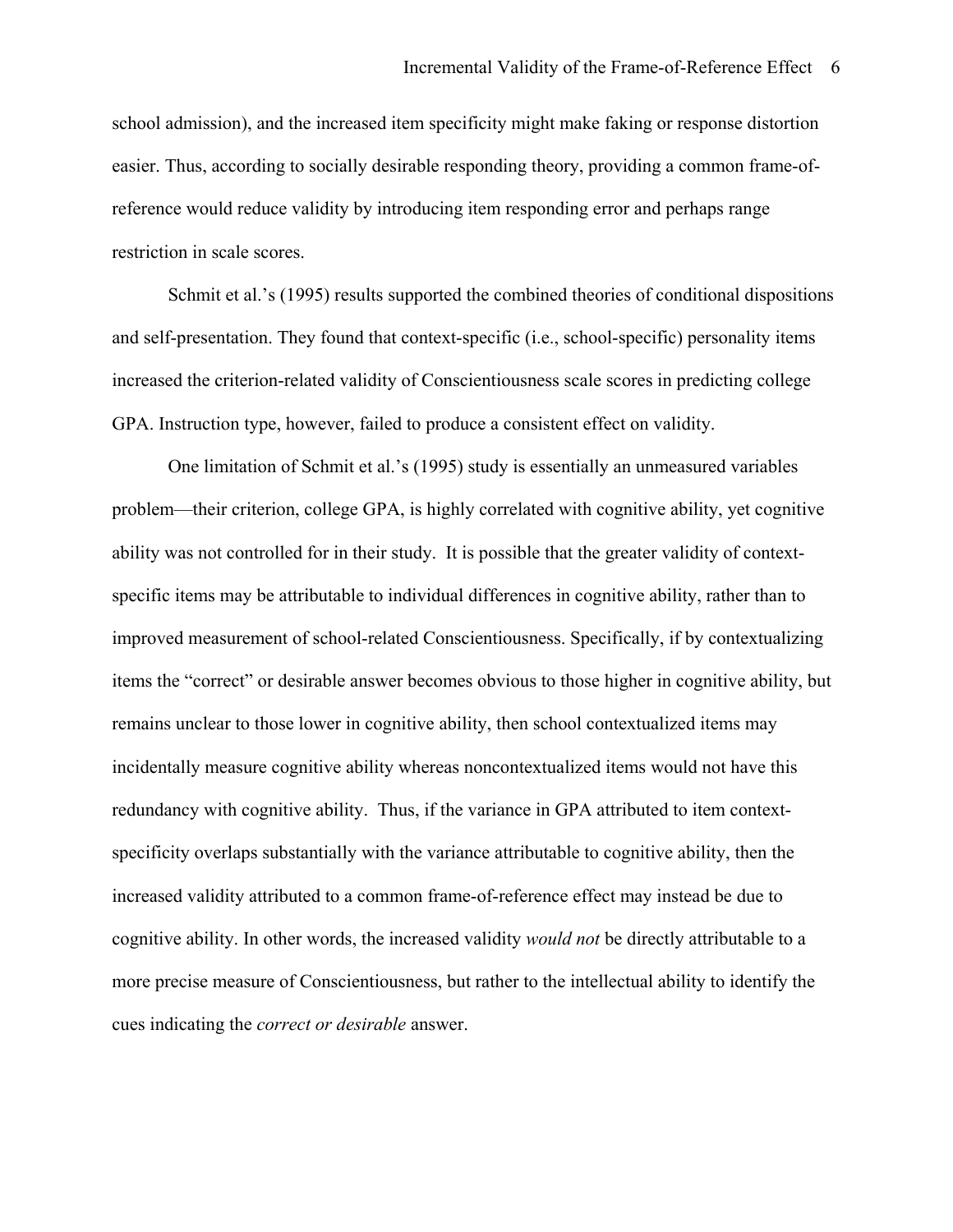school admission), and the increased item specificity might make faking or response distortion easier. Thus, according to socially desirable responding theory, providing a common frame-of-reference would reduce validity by introducing item responding error and perhaps range restriction in scale scores.

Schmit et al.'s (1995) results supported the combined theories of conditional dispositions and self-presentation. They found that context-specific (i.e., school-specific) personality items increased the criterion-related validity of Conscientiousness scale scores in predicting college GPA. Instruction type, however, failed to produce a consistent effect on validity.

One limitation of Schmit et al.'s (1995) study is essentially an unmeasured variables problem—their criterion, college GPA, is highly correlated with cognitive ability, yet cognitive ability was not controlled for in their study. It is possible that the greater validity of context-specific items may be attributable to individual differences in cognitive ability, rather than to improved measurement of school-related Conscientiousness. Specifically, if by contextualizing items the "correct" or desirable answer becomes obvious to those higher in cognitive ability, but remains unclear to those lower in cognitive ability, then school contextualized items may incidentally measure cognitive ability whereas noncontextualized items would not have this redundancy with cognitive ability. Thus, if the variance in GPA attributed to item context-specificity overlaps substantially with the variance attributable to cognitive ability, then the increased validity attributed to a common frame-of-reference effect may instead be due to cognitive ability. In other words, the increased validity *would not* be directly attributable to a more precise measure of Conscientiousness, but rather to the intellectual ability to identify the cues indicating the *correct or desirable* answer.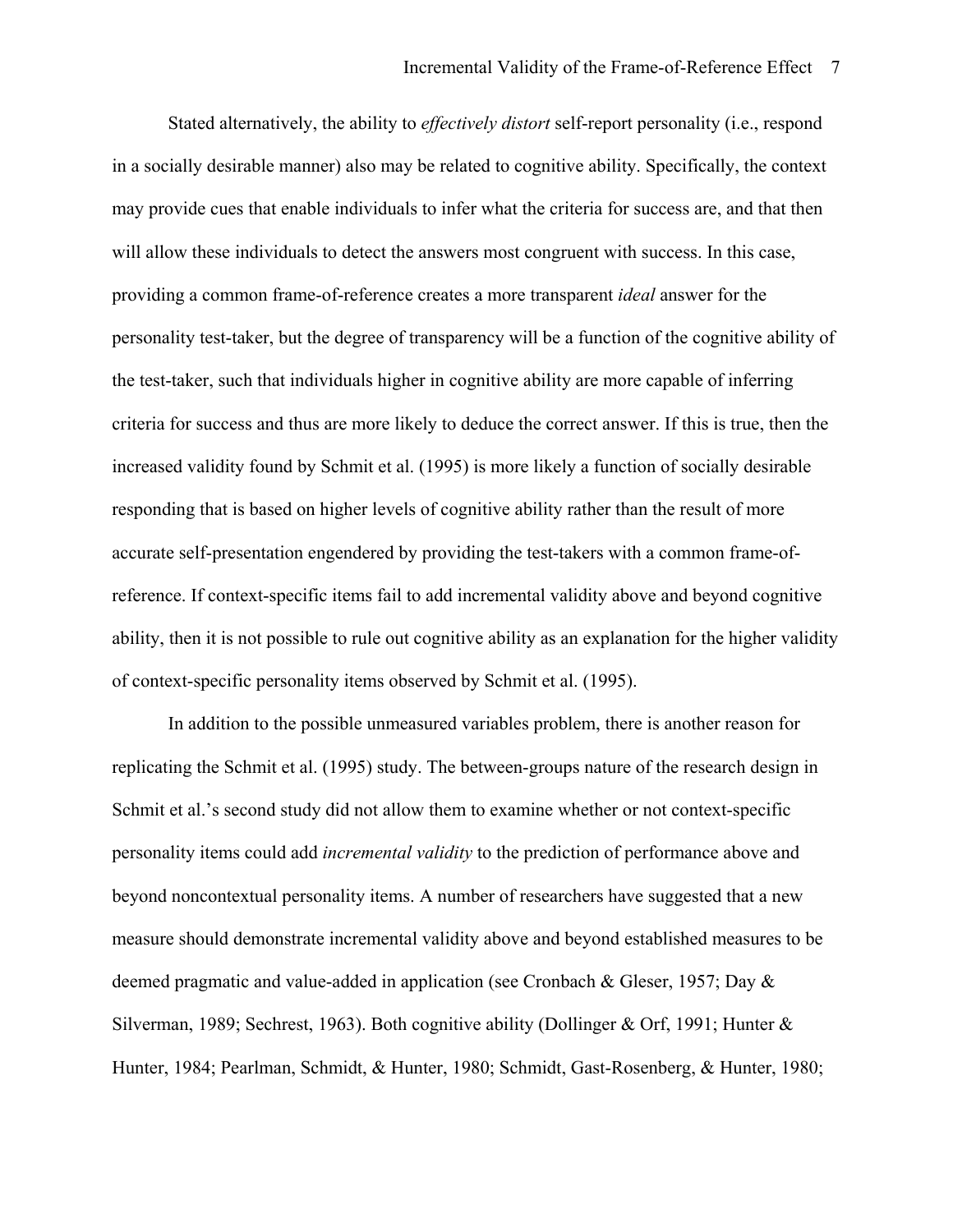Stated alternatively, the ability to *effectively distort* self-report personality (i.e., respond in a socially desirable manner) also may be related to cognitive ability. Specifically, the context may provide cues that enable individuals to infer what the criteria for success are, and that then will allow these individuals to detect the answers most congruent with success. In this case, providing a common frame-of-reference creates a more transparent *ideal* answer for the personality test-taker, but the degree of transparency will be a function of the cognitive ability of the test-taker, such that individuals higher in cognitive ability are more capable of inferring criteria for success and thus are more likely to deduce the correct answer. If this is true, then the increased validity found by Schmit et al. (1995) is more likely a function of socially desirable responding that is based on higher levels of cognitive ability rather than the result of more accurate self-presentation engendered by providing the test-takers with a common frame-of-reference. If context-specific items fail to add incremental validity above and beyond cognitive ability, then it is not possible to rule out cognitive ability as an explanation for the higher validity of context-specific personality items observed by Schmit et al. (1995).

In addition to the possible unmeasured variables problem, there is another reason for replicating the Schmit et al. (1995) study. The between-groups nature of the research design in Schmit et al.'s second study did not allow them to examine whether or not context-specific personality items could add *incremental validity* to the prediction of performance above and beyond noncontextual personality items. A number of researchers have suggested that a new measure should demonstrate incremental validity above and beyond established measures to be deemed pragmatic and value-added in application (see Cronbach & Gleser, 1957; Day & Silverman, 1989; Sechrest, 1963). Both cognitive ability (Dollinger & Orf, 1991; Hunter & Hunter, 1984; Pearlman, Schmidt, & Hunter, 1980; Schmidt, Gast-Rosenberg, & Hunter, 1980;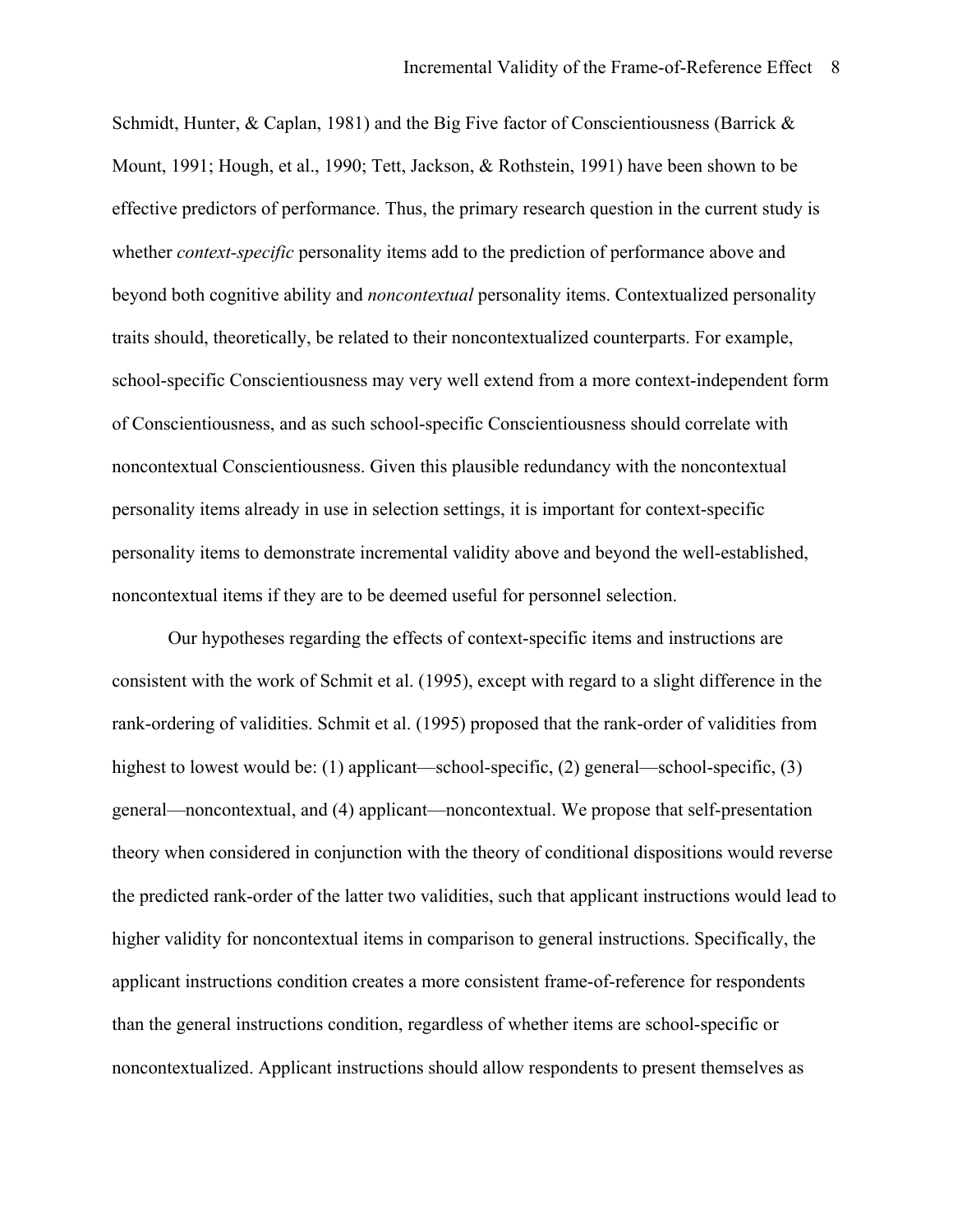Schmidt, Hunter, & Caplan, 1981) and the Big Five factor of Conscientiousness (Barrick & Mount, 1991; Hough, et al., 1990; Tett, Jackson, & Rothstein, 1991) have been shown to be effective predictors of performance. Thus, the primary research question in the current study is whether *context-specific* personality items add to the prediction of performance above and beyond both cognitive ability and *noncontextual* personality items. Contextualized personality traits should, theoretically, be related to their noncontextualized counterparts. For example, school-specific Conscientiousness may very well extend from a more context-independent form of Conscientiousness, and as such school-specific Conscientiousness should correlate with noncontextual Conscientiousness. Given this plausible redundancy with the noncontextual personality items already in use in selection settings, it is important for context-specific personality items to demonstrate incremental validity above and beyond the well-established, noncontextual items if they are to be deemed useful for personnel selection.

Our hypotheses regarding the effects of context-specific items and instructions are consistent with the work of Schmit et al. (1995), except with regard to a slight difference in the rank-ordering of validities. Schmit et al. (1995) proposed that the rank-order of validities from highest to lowest would be: (1) applicant—school-specific, (2) general—school-specific, (3) general—noncontextual, and (4) applicant—noncontextual. We propose that self-presentation theory when considered in conjunction with the theory of conditional dispositions would reverse the predicted rank-order of the latter two validities, such that applicant instructions would lead to higher validity for noncontextual items in comparison to general instructions. Specifically, the applicant instructions condition creates a more consistent frame-of-reference for respondents than the general instructions condition, regardless of whether items are school-specific or noncontextualized. Applicant instructions should allow respondents to present themselves as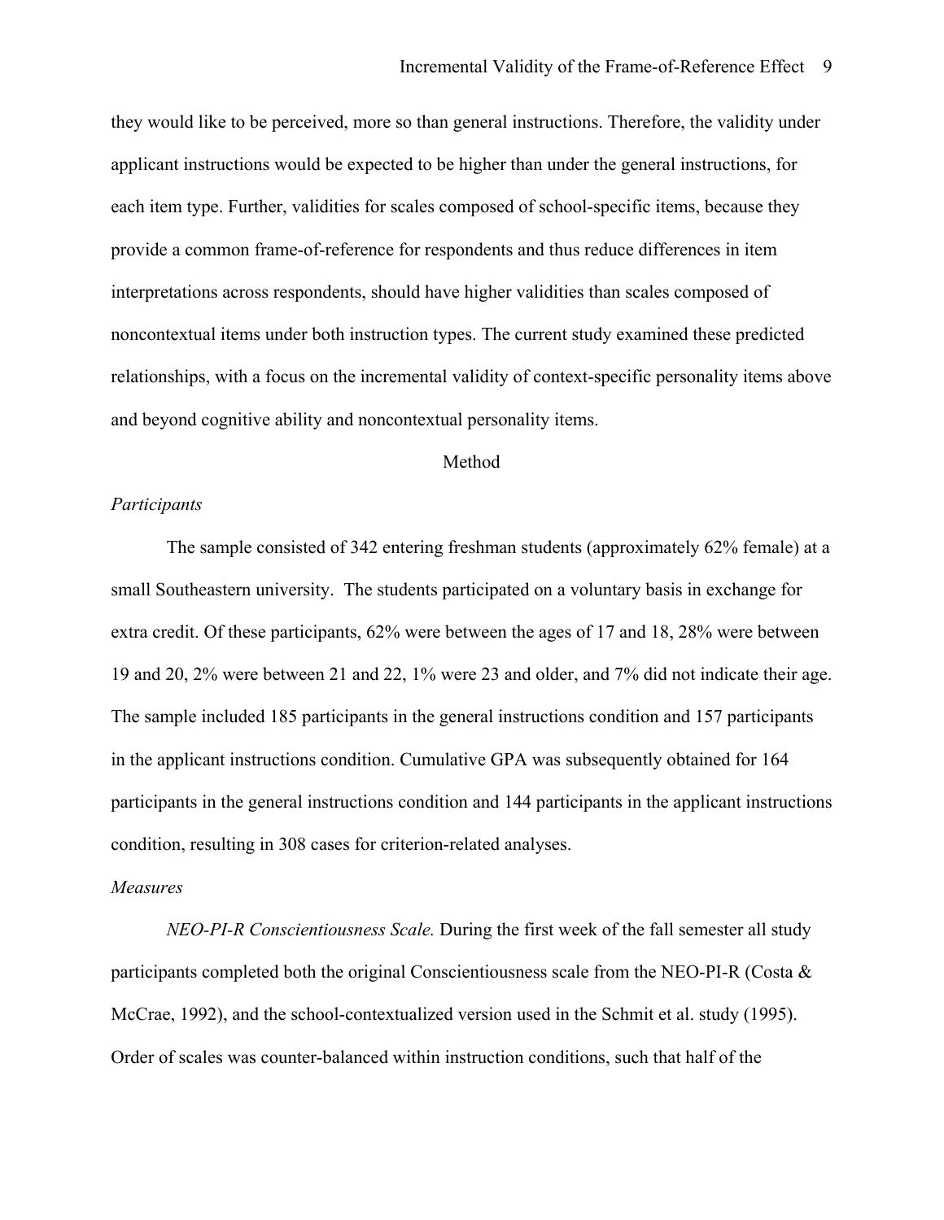they would like to be perceived, more so than general instructions. Therefore, the validity under applicant instructions would be expected to be higher than under the general instructions, for each item type. Further, validities for scales composed of school-specific items, because they provide a common frame-of-reference for respondents and thus reduce differences in item interpretations across respondents, should have higher validities than scales composed of noncontextual items under both instruction types. The current study examined these predicted relationships, with a focus on the incremental validity of context-specific personality items above and beyond cognitive ability and noncontextual personality items.

# Method

## *Participants*

The sample consisted of 342 entering freshman students (approximately 62% female) at a small Southeastern university. The students participated on a voluntary basis in exchange for extra credit. Of these participants, 62% were between the ages of 17 and 18, 28% were between 19 and 20, 2% were between 21 and 22, 1% were 23 and older, and 7% did not indicate their age. The sample included 185 participants in the general instructions condition and 157 participants in the applicant instructions condition. Cumulative GPA was subsequently obtained for 164 participants in the general instructions condition and 144 participants in the applicant instructions condition, resulting in 308 cases for criterion-related analyses.

## *Measures*

*NEO-PI-R Conscientiousness Scale.* During the first week of the fall semester all study participants completed both the original Conscientiousness scale from the NEO-PI-R (Costa & McCrae, 1992), and the school-contextualized version used in the Schmit et al. study (1995). Order of scales was counter-balanced within instruction conditions, such that half of the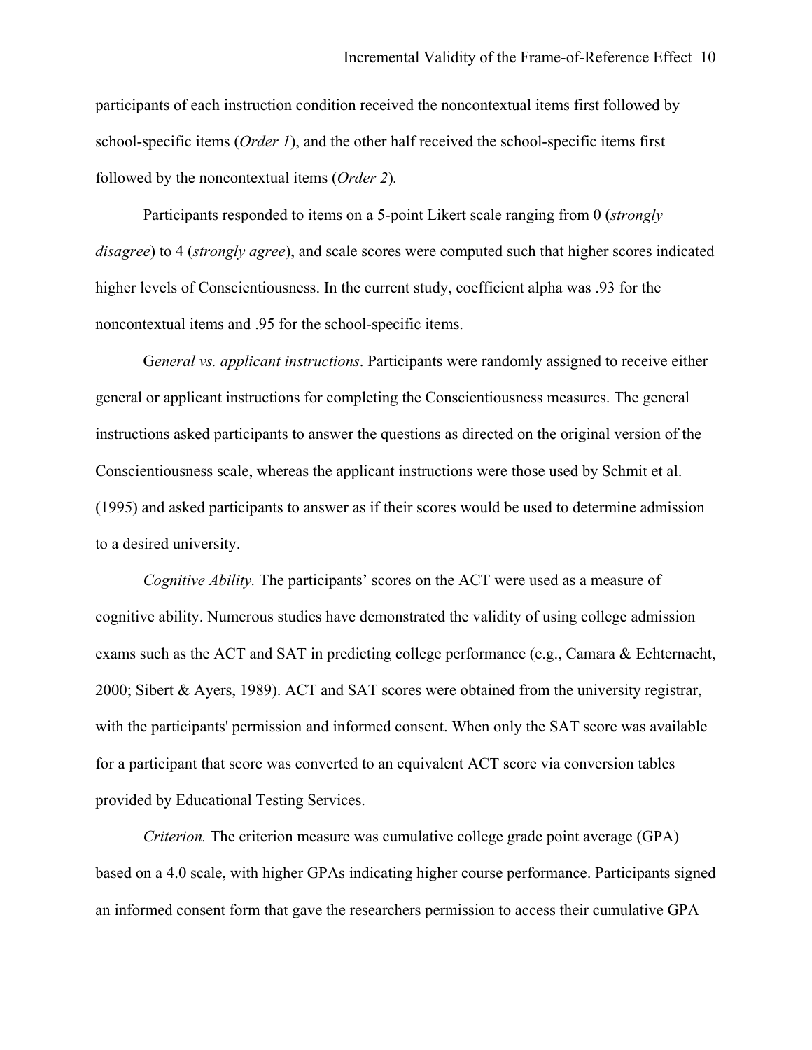participants of each instruction condition received the noncontextual items first followed by school-specific items (*Order 1*), and the other half received the school-specific items first followed by the noncontextual items (*Order 2*).

Participants responded to items on a 5-point Likert scale ranging from 0 (*strongly disagree*) to 4 (*strongly agree*), and scale scores were computed such that higher scores indicated higher levels of Conscientiousness. In the current study, coefficient alpha was .93 for the noncontextual items and .95 for the school-specific items.

G*eneral vs. applicant instructions*. Participants were randomly assigned to receive either general or applicant instructions for completing the Conscientiousness measures. The general instructions asked participants to answer the questions as directed on the original version of the Conscientiousness scale, whereas the applicant instructions were those used by Schmit et al. (1995) and asked participants to answer as if their scores would be used to determine admission to a desired university.

*Cognitive Ability.* The participants' scores on the ACT were used as a measure of cognitive ability. Numerous studies have demonstrated the validity of using college admission exams such as the ACT and SAT in predicting college performance (e.g., Camara & Echternacht, 2000; Sibert & Ayers, 1989). ACT and SAT scores were obtained from the university registrar, with the participants' permission and informed consent. When only the SAT score was available for a participant that score was converted to an equivalent ACT score via conversion tables provided by Educational Testing Services.

*Criterion.* The criterion measure was cumulative college grade point average (GPA) based on a 4.0 scale, with higher GPAs indicating higher course performance. Participants signed an informed consent form that gave the researchers permission to access their cumulative GPA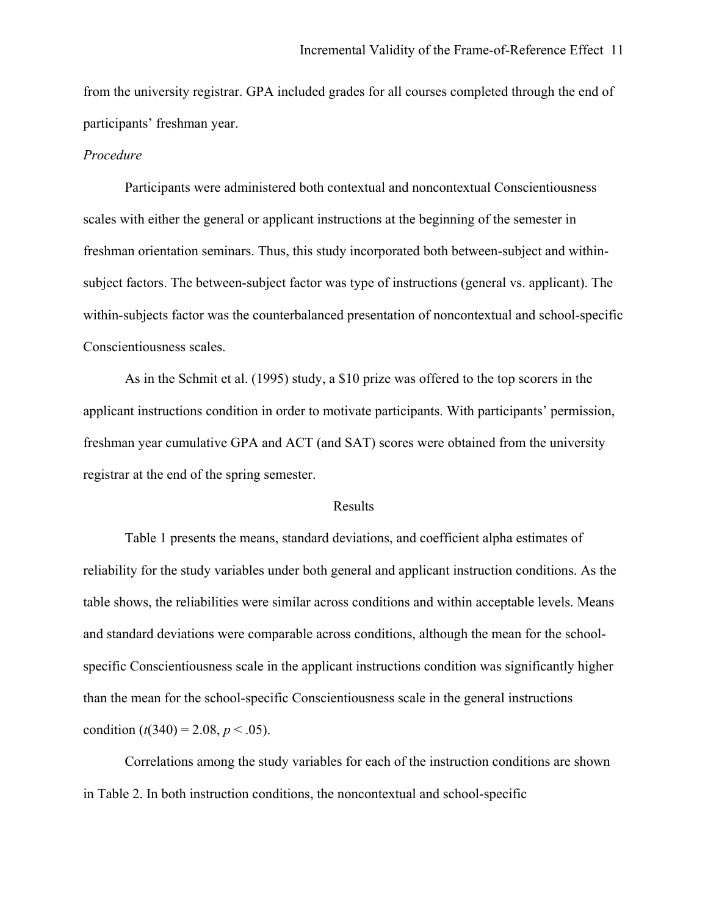from the university registrar. GPA included grades for all courses completed through the end of participants' freshman year.

*Procedure*

Participants were administered both contextual and noncontextual Conscientiousness scales with either the general or applicant instructions at the beginning of the semester in freshman orientation seminars. Thus, this study incorporated both between-subject and within-subject factors. The between-subject factor was type of instructions (general vs. applicant). The within-subjects factor was the counterbalanced presentation of noncontextual and school-specific Conscientiousness scales.

As in the Schmit et al. (1995) study, a $10 prize was offered to the top scorers in the applicant instructions condition in order to motivate participants. With participants' permission, freshman year cumulative GPA and ACT (and SAT) scores were obtained from the university registrar at the end of the spring semester.

## Results

Table 1 presents the means, standard deviations, and coefficient alpha estimates of reliability for the study variables under both general and applicant instruction conditions. As the table shows, the reliabilities were similar across conditions and within acceptable levels. Means and standard deviations were comparable across conditions, although the mean for the school-specific Conscientiousness scale in the applicant instructions condition was significantly higher than the mean for the school-specific Conscientiousness scale in the general instructions condition ($t(340) = 2.08$, $p < .05$).

Correlations among the study variables for each of the instruction conditions are shown in Table 2. In both instruction conditions, the noncontextual and school-specific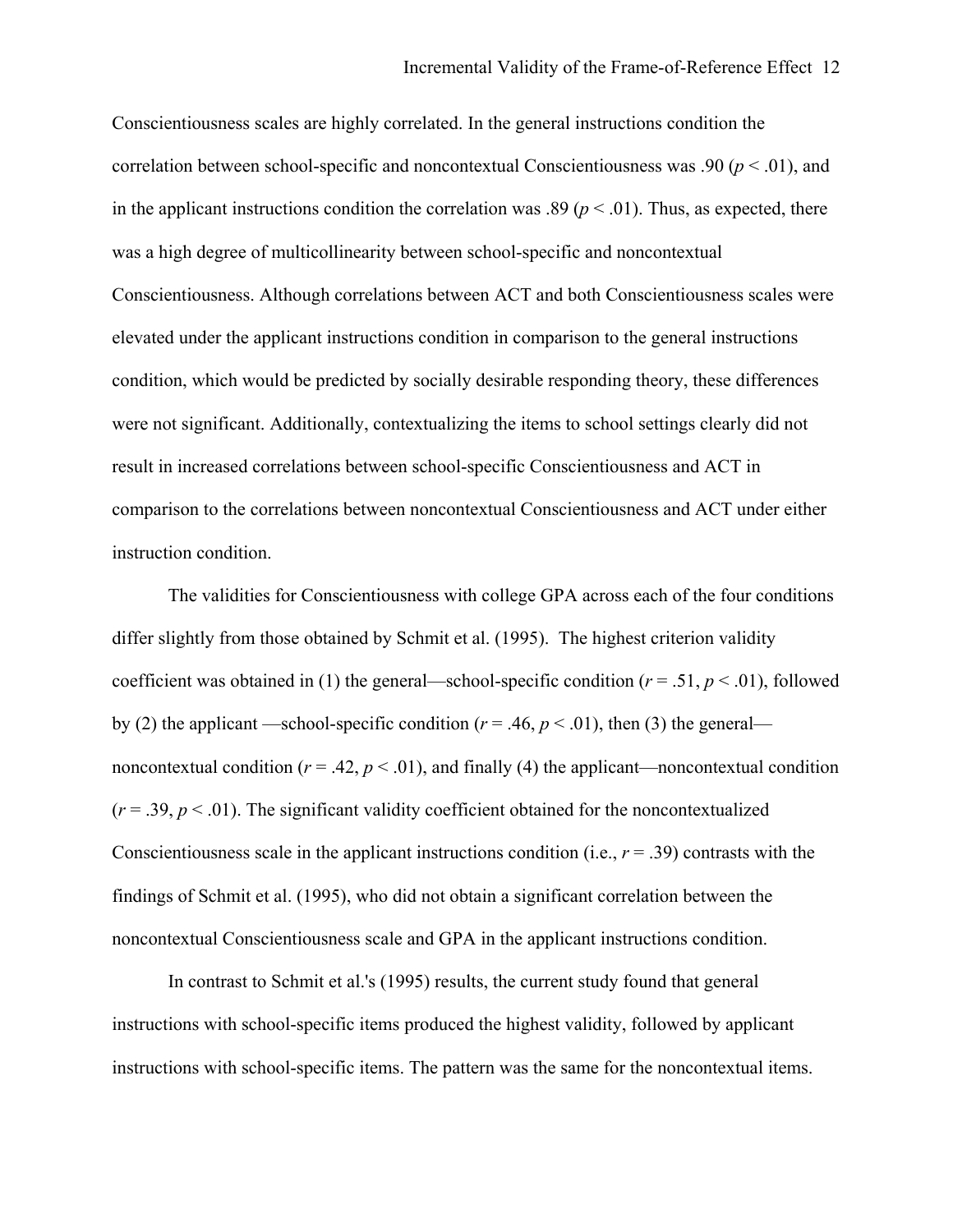Conscientiousness scales are highly correlated. In the general instructions condition the correlation between school-specific and noncontextual Conscientiousness was .90 ($p < .01$), and in the applicant instructions condition the correlation was .89 ($p < .01$). Thus, as expected, there was a high degree of multicollinearity between school-specific and noncontextual Conscientiousness. Although correlations between ACT and both Conscientiousness scales were elevated under the applicant instructions condition in comparison to the general instructions condition, which would be predicted by socially desirable responding theory, these differences were not significant. Additionally, contextualizing the items to school settings clearly did not result in increased correlations between school-specific Conscientiousness and ACT in comparison to the correlations between noncontextual Conscientiousness and ACT under either instruction condition.

The validities for Conscientiousness with college GPA across each of the four conditions differ slightly from those obtained by Schmit et al. (1995). The highest criterion validity coefficient was obtained in (1) the general—school-specific condition ($r = .51$, $p < .01$), followed by (2) the applicant —school-specific condition ($r = .46$, $p < .01$), then (3) the general—noncontextual condition ($r = .42$, $p < .01$), and finally (4) the applicant—noncontextual condition ($r = .39$, $p < .01$). The significant validity coefficient obtained for the noncontextualized Conscientiousness scale in the applicant instructions condition (i.e., $r = .39$) contrasts with the findings of Schmit et al. (1995), who did not obtain a significant correlation between the noncontextual Conscientiousness scale and GPA in the applicant instructions condition.

In contrast to Schmit et al.'s (1995) results, the current study found that general instructions with school-specific items produced the highest validity, followed by applicant instructions with school-specific items. The pattern was the same for the noncontextual items.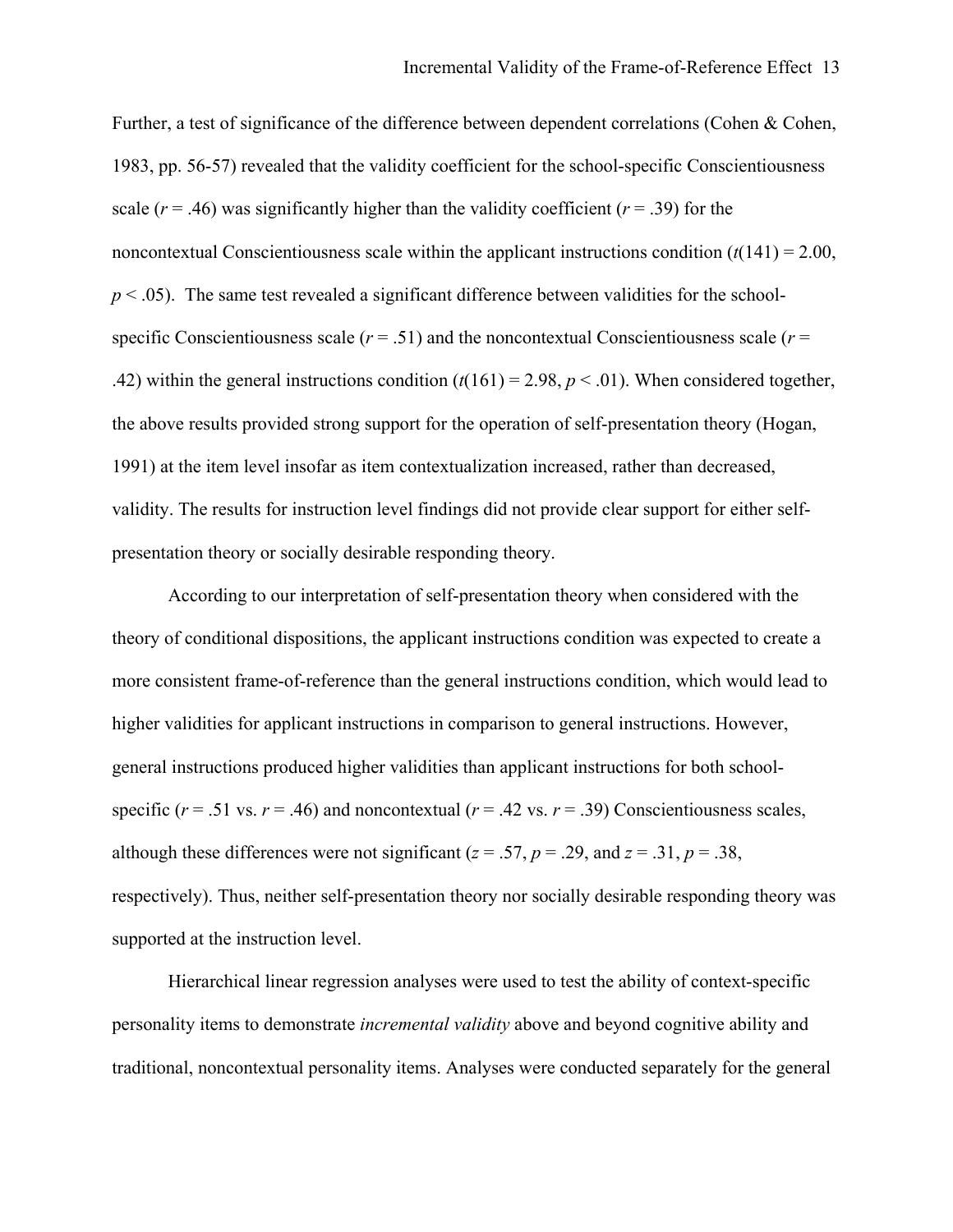Further, a test of significance of the difference between dependent correlations (Cohen & Cohen, 1983, pp. 56-57) revealed that the validity coefficient for the school-specific Conscientiousness scale ($r = .46$) was significantly higher than the validity coefficient ($r = .39$) for the noncontextual Conscientiousness scale within the applicant instructions condition ($t(141) = 2.00$, $p < .05$). The same test revealed a significant difference between validities for the school-specific Conscientiousness scale ($r = .51$) and the noncontextual Conscientiousness scale ($r = .42$) within the general instructions condition ($t(161) = 2.98$, $p < .01$). When considered together, the above results provided strong support for the operation of self-presentation theory (Hogan, 1991) at the item level insofar as item contextualization increased, rather than decreased, validity. The results for instruction level findings did not provide clear support for either self-presentation theory or socially desirable responding theory.

According to our interpretation of self-presentation theory when considered with the theory of conditional dispositions, the applicant instructions condition was expected to create a more consistent frame-of-reference than the general instructions condition, which would lead to higher validities for applicant instructions in comparison to general instructions. However, general instructions produced higher validities than applicant instructions for both school-specific ($r = .51$ vs. $r = .46$) and noncontextual ($r = .42$ vs. $r = .39$) Conscientiousness scales, although these differences were not significant ($z = .57$, $p = .29$, and $z = .31$, $p = .38$, respectively). Thus, neither self-presentation theory nor socially desirable responding theory was supported at the instruction level.

Hierarchical linear regression analyses were used to test the ability of context-specific personality items to demonstrate *incremental validity* above and beyond cognitive ability and traditional, noncontextual personality items. Analyses were conducted separately for the general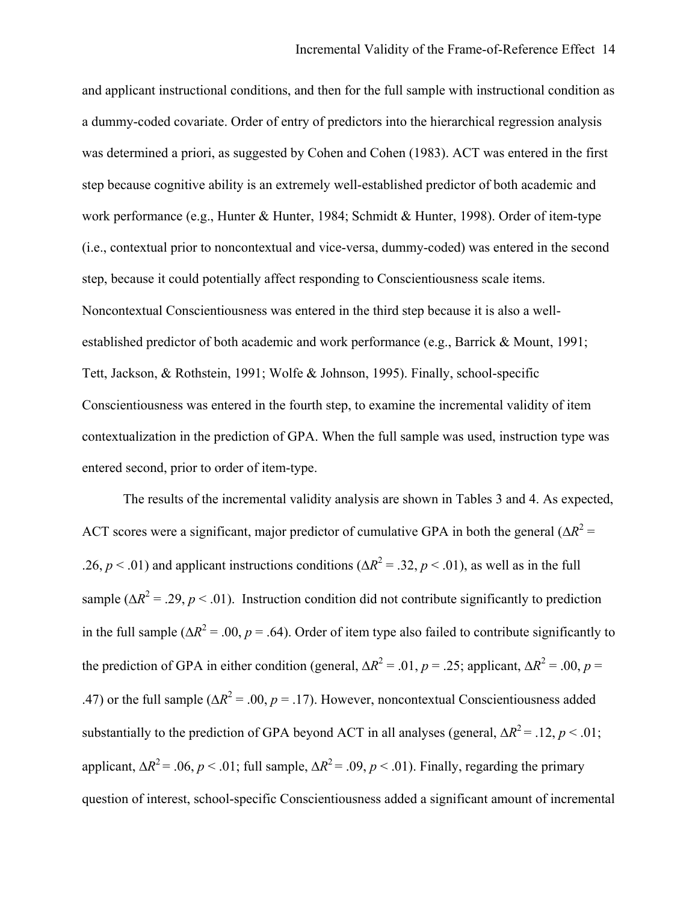and applicant instructional conditions, and then for the full sample with instructional condition as a dummy-coded covariate. Order of entry of predictors into the hierarchical regression analysis was determined a priori, as suggested by Cohen and Cohen (1983). ACT was entered in the first step because cognitive ability is an extremely well-established predictor of both academic and work performance (e.g., Hunter & Hunter, 1984; Schmidt & Hunter, 1998). Order of item-type (i.e., contextual prior to noncontextual and vice-versa, dummy-coded) was entered in the second step, because it could potentially affect responding to Conscientiousness scale items. Noncontextual Conscientiousness was entered in the third step because it is also a well-established predictor of both academic and work performance (e.g., Barrick & Mount, 1991; Tett, Jackson, & Rothstein, 1991; Wolfe & Johnson, 1995). Finally, school-specific Conscientiousness was entered in the fourth step, to examine the incremental validity of item contextualization in the prediction of GPA. When the full sample was used, instruction type was entered second, prior to order of item-type.

The results of the incremental validity analysis are shown in Tables 3 and 4. As expected, ACT scores were a significant, major predictor of cumulative GPA in both the general ($\Delta R^2 = .26$, $p < .01$) and applicant instructions conditions ($\Delta R^2 = .32$, $p < .01$), as well as in the full sample ($\Delta R^2 = .29$, $p < .01$). Instruction condition did not contribute significantly to prediction in the full sample ($\Delta R^2 = .00$, $p = .64$). Order of item type also failed to contribute significantly to the prediction of GPA in either condition (general, $\Delta R^2 = .01$, $p = .25$; applicant, $\Delta R^2 = .00$, $p = .47$) or the full sample ($\Delta R^2 = .00$, $p = .17$). However, noncontextual Conscientiousness added substantially to the prediction of GPA beyond ACT in all analyses (general, $\Delta R^2 = .12$, $p < .01$; applicant, $\Delta R^2 = .06$, $p < .01$; full sample, $\Delta R^2 = .09$, $p < .01$). Finally, regarding the primary question of interest, school-specific Conscientiousness added a significant amount of incremental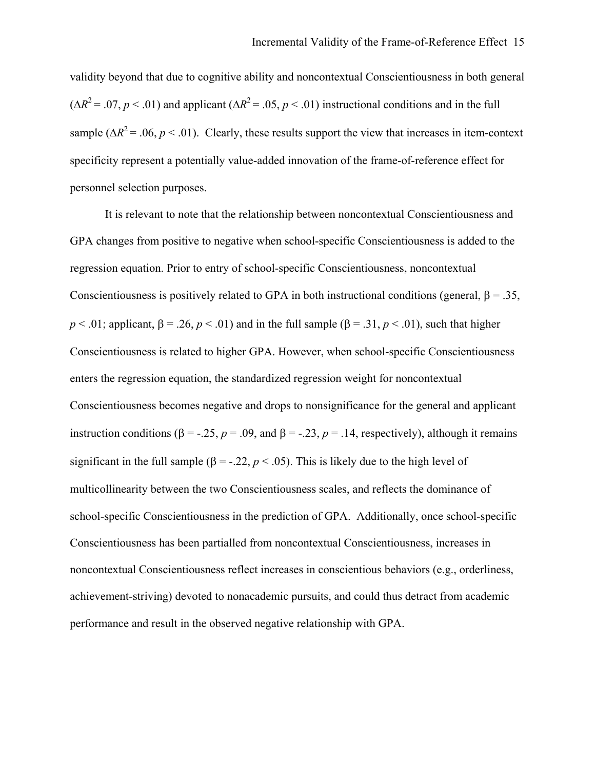validity beyond that due to cognitive ability and noncontextual Conscientiousness in both general ($\Delta R^2 = .07$, $p < .01$) and applicant ($\Delta R^2 = .05$, $p < .01$) instructional conditions and in the full sample ($\Delta R^2 = .06$, $p < .01$). Clearly, these results support the view that increases in item-context specificity represent a potentially value-added innovation of the frame-of-reference effect for personnel selection purposes.

It is relevant to note that the relationship between noncontextual Conscientiousness and GPA changes from positive to negative when school-specific Conscientiousness is added to the regression equation. Prior to entry of school-specific Conscientiousness, noncontextual Conscientiousness is positively related to GPA in both instructional conditions (general, $\beta = .35$, $p < .01$; applicant, $\beta = .26$, $p < .01$) and in the full sample ($\beta = .31$, $p < .01$), such that higher Conscientiousness is related to higher GPA. However, when school-specific Conscientiousness enters the regression equation, the standardized regression weight for noncontextual Conscientiousness becomes negative and drops to nonsignificance for the general and applicant instruction conditions ($\beta = -.25$, $p = .09$, and $\beta = -.23$, $p = .14$, respectively), although it remains significant in the full sample ($\beta = -.22$, $p < .05$). This is likely due to the high level of multicollinearity between the two Conscientiousness scales, and reflects the dominance of school-specific Conscientiousness in the prediction of GPA. Additionally, once school-specific Conscientiousness has been partialled from noncontextual Conscientiousness, increases in noncontextual Conscientiousness reflect increases in conscientious behaviors (e.g., orderliness, achievement-striving) devoted to nonacademic pursuits, and could thus detract from academic performance and result in the observed negative relationship with GPA.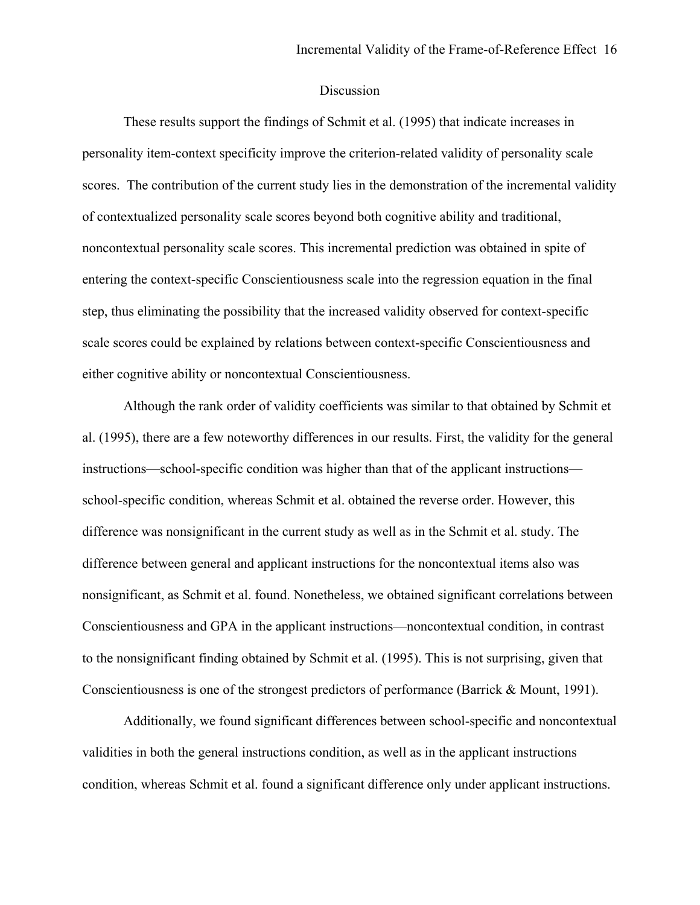## Discussion

These results support the findings of Schmit et al. (1995) that indicate increases in personality item-context specificity improve the criterion-related validity of personality scale scores. The contribution of the current study lies in the demonstration of the incremental validity of contextualized personality scale scores beyond both cognitive ability and traditional, noncontextual personality scale scores. This incremental prediction was obtained in spite of entering the context-specific Conscientiousness scale into the regression equation in the final step, thus eliminating the possibility that the increased validity observed for context-specific scale scores could be explained by relations between context-specific Conscientiousness and either cognitive ability or noncontextual Conscientiousness.

Although the rank order of validity coefficients was similar to that obtained by Schmit et al. (1995), there are a few noteworthy differences in our results. First, the validity for the general instructions—school-specific condition was higher than that of the applicant instructions—school-specific condition, whereas Schmit et al. obtained the reverse order. However, this difference was nonsignificant in the current study as well as in the Schmit et al. study. The difference between general and applicant instructions for the noncontextual items also was nonsignificant, as Schmit et al. found. Nonetheless, we obtained significant correlations between Conscientiousness and GPA in the applicant instructions—noncontextual condition, in contrast to the nonsignificant finding obtained by Schmit et al. (1995). This is not surprising, given that Conscientiousness is one of the strongest predictors of performance (Barrick & Mount, 1991).

Additionally, we found significant differences between school-specific and noncontextual validities in both the general instructions condition, as well as in the applicant instructions condition, whereas Schmit et al. found a significant difference only under applicant instructions.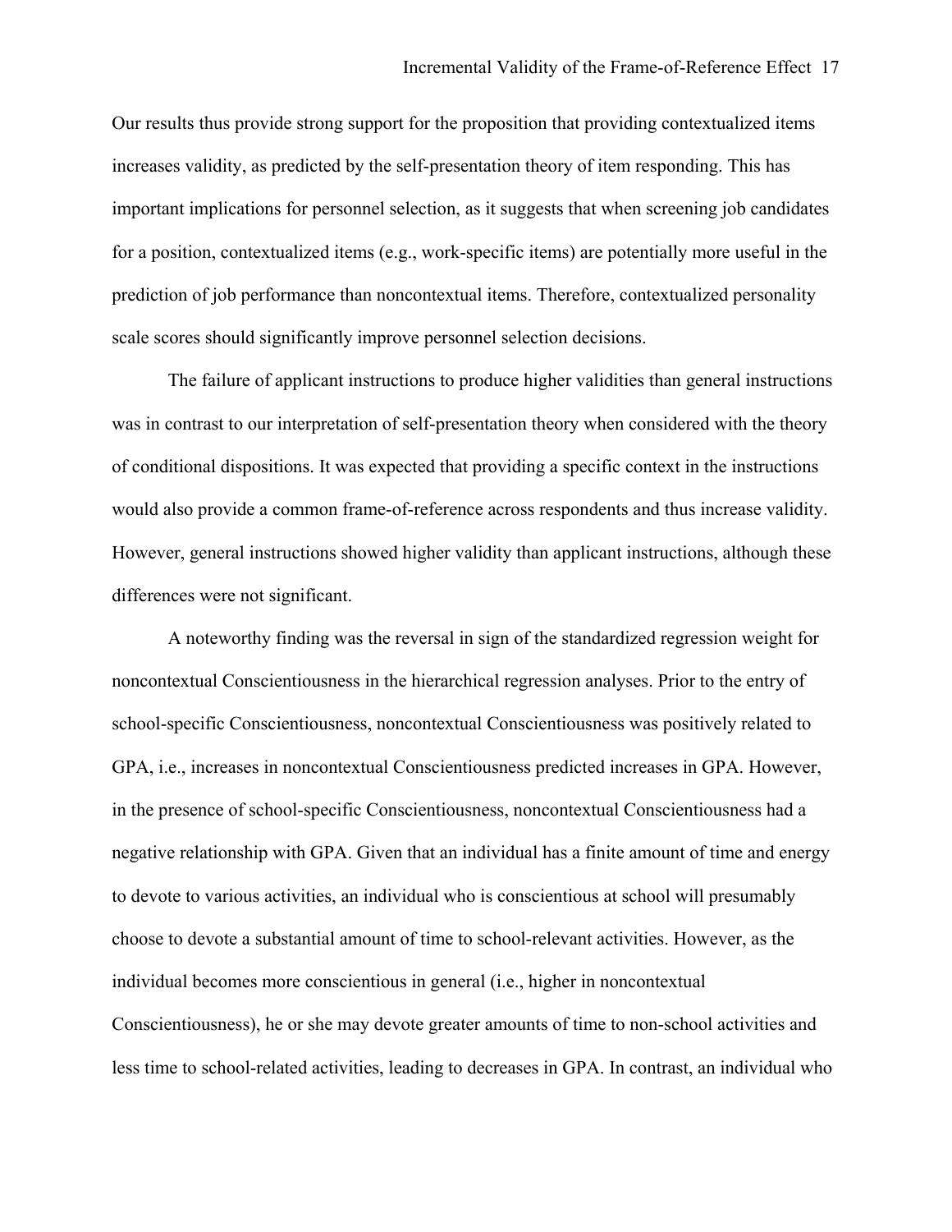Our results thus provide strong support for the proposition that providing contextualized items increases validity, as predicted by the self-presentation theory of item responding. This has important implications for personnel selection, as it suggests that when screening job candidates for a position, contextualized items (e.g., work-specific items) are potentially more useful in the prediction of job performance than noncontextual items. Therefore, contextualized personality scale scores should significantly improve personnel selection decisions.

The failure of applicant instructions to produce higher validities than general instructions was in contrast to our interpretation of self-presentation theory when considered with the theory of conditional dispositions. It was expected that providing a specific context in the instructions would also provide a common frame-of-reference across respondents and thus increase validity. However, general instructions showed higher validity than applicant instructions, although these differences were not significant.

A noteworthy finding was the reversal in sign of the standardized regression weight for noncontextual Conscientiousness in the hierarchical regression analyses. Prior to the entry of school-specific Conscientiousness, noncontextual Conscientiousness was positively related to GPA, i.e., increases in noncontextual Conscientiousness predicted increases in GPA. However, in the presence of school-specific Conscientiousness, noncontextual Conscientiousness had a negative relationship with GPA. Given that an individual has a finite amount of time and energy to devote to various activities, an individual who is conscientious at school will presumably choose to devote a substantial amount of time to school-relevant activities. However, as the individual becomes more conscientious in general (i.e., higher in noncontextual Conscientiousness), he or she may devote greater amounts of time to non-school activities and less time to school-related activities, leading to decreases in GPA. In contrast, an individual who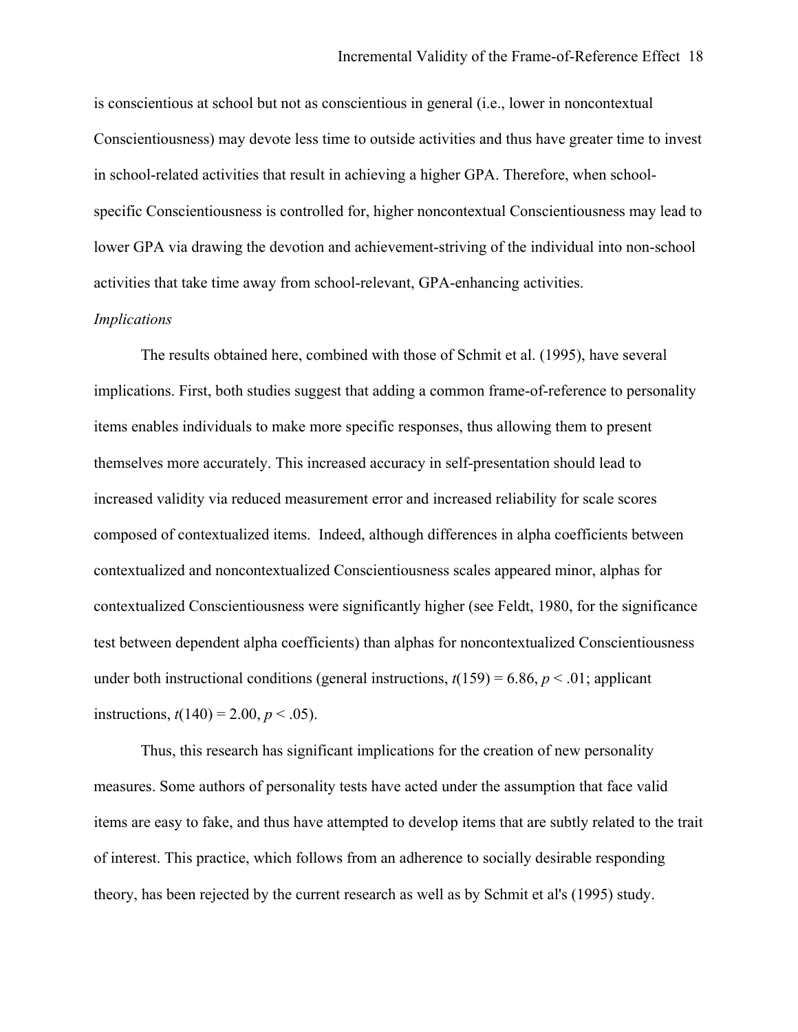is conscientious at school but not as conscientious in general (i.e., lower in noncontextual Conscientiousness) may devote less time to outside activities and thus have greater time to invest in school-related activities that result in achieving a higher GPA. Therefore, when school-specific Conscientiousness is controlled for, higher noncontextual Conscientiousness may lead to lower GPA via drawing the devotion and achievement-striving of the individual into non-school activities that take time away from school-relevant, GPA-enhancing activities.

*Implications*

The results obtained here, combined with those of Schmit et al. (1995), have several implications. First, both studies suggest that adding a common frame-of-reference to personality items enables individuals to make more specific responses, thus allowing them to present themselves more accurately. This increased accuracy in self-presentation should lead to increased validity via reduced measurement error and increased reliability for scale scores composed of contextualized items. Indeed, although differences in alpha coefficients between contextualized and noncontextualized Conscientiousness scales appeared minor, alphas for contextualized Conscientiousness were significantly higher (see Feldt, 1980, for the significance test between dependent alpha coefficients) than alphas for noncontextualized Conscientiousness under both instructional conditions (general instructions, $t(159) = 6.86$, $p < .01$; applicant instructions, $t(140) = 2.00$, $p < .05$).

Thus, this research has significant implications for the creation of new personality measures. Some authors of personality tests have acted under the assumption that face valid items are easy to fake, and thus have attempted to develop items that are subtly related to the trait of interest. This practice, which follows from an adherence to socially desirable responding theory, has been rejected by the current research as well as by Schmit et al's (1995) study.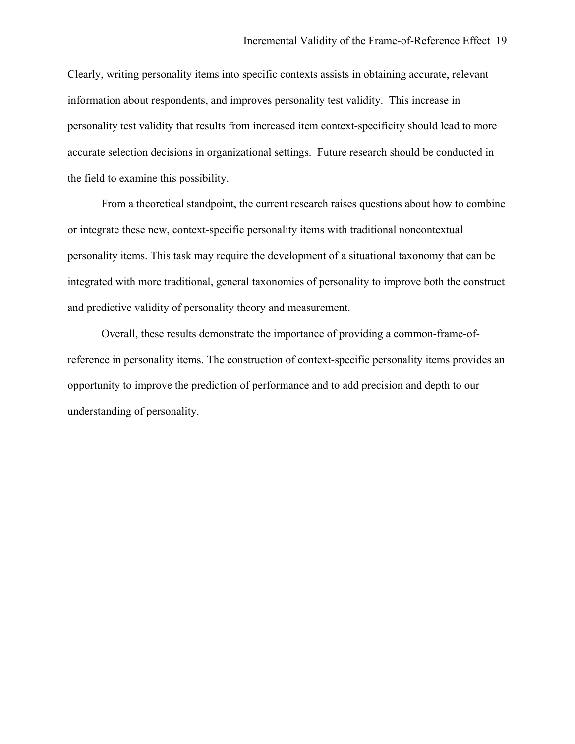Clearly, writing personality items into specific contexts assists in obtaining accurate, relevant information about respondents, and improves personality test validity. This increase in personality test validity that results from increased item context-specificity should lead to more accurate selection decisions in organizational settings. Future research should be conducted in the field to examine this possibility.

From a theoretical standpoint, the current research raises questions about how to combine or integrate these new, context-specific personality items with traditional noncontextual personality items. This task may require the development of a situational taxonomy that can be integrated with more traditional, general taxonomies of personality to improve both the construct and predictive validity of personality theory and measurement.

Overall, these results demonstrate the importance of providing a common-frame-of-reference in personality items. The construction of context-specific personality items provides an opportunity to improve the prediction of performance and to add precision and depth to our understanding of personality.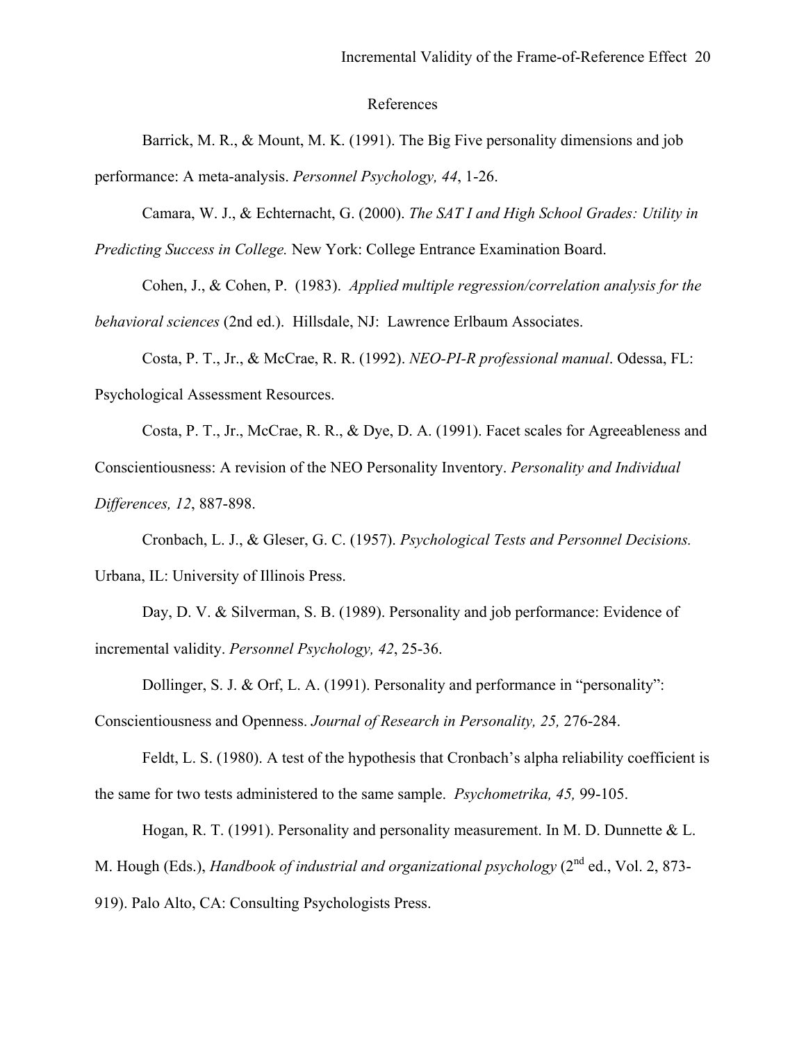# References

Barrick, M. R., & Mount, M. K. (1991). The Big Five personality dimensions and job performance: A meta-analysis. *Personnel Psychology, 44*, 1-26.

Camara, W. J., & Echternacht, G. (2000). *The SAT I and High School Grades: Utility in Predicting Success in College.* New York: College Entrance Examination Board.

Cohen, J., & Cohen, P. (1983). *Applied multiple regression/correlation analysis for the behavioral sciences* (2nd ed.). Hillsdale, NJ: Lawrence Erlbaum Associates.

Costa, P. T., Jr., & McCrae, R. R. (1992). *NEO-PI-R professional manual*. Odessa, FL: Psychological Assessment Resources.

Costa, P. T., Jr., McCrae, R. R., & Dye, D. A. (1991). Facet scales for Agreeableness and Conscientiousness: A revision of the NEO Personality Inventory. *Personality and Individual Differences, 12*, 887-898.

Cronbach, L. J., & Gleser, G. C. (1957). *Psychological Tests and Personnel Decisions.* Urbana, IL: University of Illinois Press.

Day, D. V. & Silverman, S. B. (1989). Personality and job performance: Evidence of incremental validity. *Personnel Psychology, 42*, 25-36.

Dollinger, S. J. & Orf, L. A. (1991). Personality and performance in "personality": Conscientiousness and Openness. *Journal of Research in Personality, 25,* 276-284.

Feldt, L. S. (1980). A test of the hypothesis that Cronbach's alpha reliability coefficient is the same for two tests administered to the same sample. *Psychometrika, 45,* 99-105.

Hogan, R. T. (1991). Personality and personality measurement. In M. D. Dunnette & L. M. Hough (Eds.), *Handbook of industrial and organizational psychology* (2nd ed., Vol. 2, 873-919). Palo Alto, CA: Consulting Psychologists Press.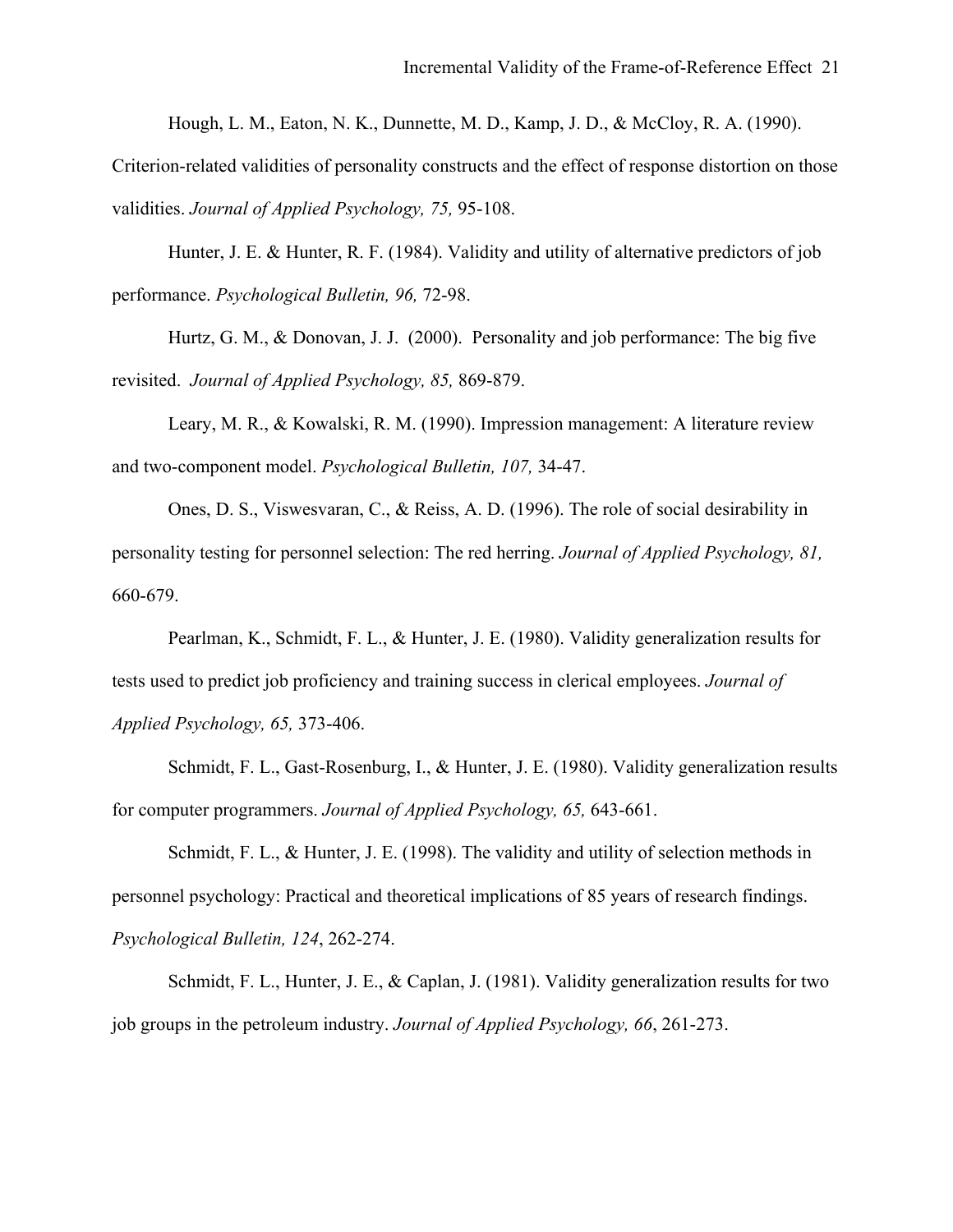Hough, L. M., Eaton, N. K., Dunnette, M. D., Kamp, J. D., & McCloy, R. A. (1990). Criterion-related validities of personality constructs and the effect of response distortion on those validities. *Journal of Applied Psychology, 75,* 95-108.

Hunter, J. E. & Hunter, R. F. (1984). Validity and utility of alternative predictors of job performance. *Psychological Bulletin, 96,* 72-98.

Hurtz, G. M., & Donovan, J. J. (2000). Personality and job performance: The big five revisited. *Journal of Applied Psychology, 85,* 869-879.

Leary, M. R., & Kowalski, R. M. (1990). Impression management: A literature review and two-component model. *Psychological Bulletin, 107,* 34-47.

Ones, D. S., Viswesvaran, C., & Reiss, A. D. (1996). The role of social desirability in personality testing for personnel selection: The red herring. *Journal of Applied Psychology, 81,* 660-679.

Pearlman, K., Schmidt, F. L., & Hunter, J. E. (1980). Validity generalization results for tests used to predict job proficiency and training success in clerical employees. *Journal of Applied Psychology, 65,* 373-406.

Schmidt, F. L., Gast-Rosenburg, I., & Hunter, J. E. (1980). Validity generalization results for computer programmers. *Journal of Applied Psychology, 65,* 643-661.

Schmidt, F. L., & Hunter, J. E. (1998). The validity and utility of selection methods in personnel psychology: Practical and theoretical implications of 85 years of research findings. *Psychological Bulletin, 124*, 262-274.

Schmidt, F. L., Hunter, J. E., & Caplan, J. (1981). Validity generalization results for two job groups in the petroleum industry. *Journal of Applied Psychology, 66*, 261-273.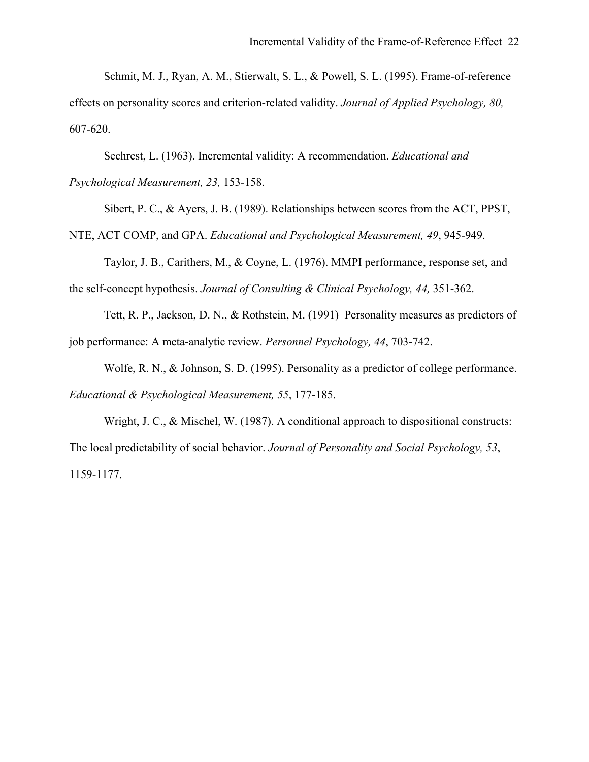Schmit, M. J., Ryan, A. M., Stierwalt, S. L., & Powell, S. L. (1995). Frame-of-reference effects on personality scores and criterion-related validity. *Journal of Applied Psychology, 80,* 607-620.

Sechrest, L. (1963). Incremental validity: A recommendation. *Educational and Psychological Measurement, 23,* 153-158.

Sibert, P. C., & Ayers, J. B. (1989). Relationships between scores from the ACT, PPST, NTE, ACT COMP, and GPA. *Educational and Psychological Measurement, 49*, 945-949.

Taylor, J. B., Carithers, M., & Coyne, L. (1976). MMPI performance, response set, and the self-concept hypothesis. *Journal of Consulting & Clinical Psychology, 44,* 351-362.

Tett, R. P., Jackson, D. N., & Rothstein, M. (1991) Personality measures as predictors of job performance: A meta-analytic review. *Personnel Psychology, 44*, 703-742.

Wolfe, R. N., & Johnson, S. D. (1995). Personality as a predictor of college performance. *Educational & Psychological Measurement, 55*, 177-185.

Wright, J. C., & Mischel, W. (1987). A conditional approach to dispositional constructs: The local predictability of social behavior. *Journal of Personality and Social Psychology, 53*, 1159-1177.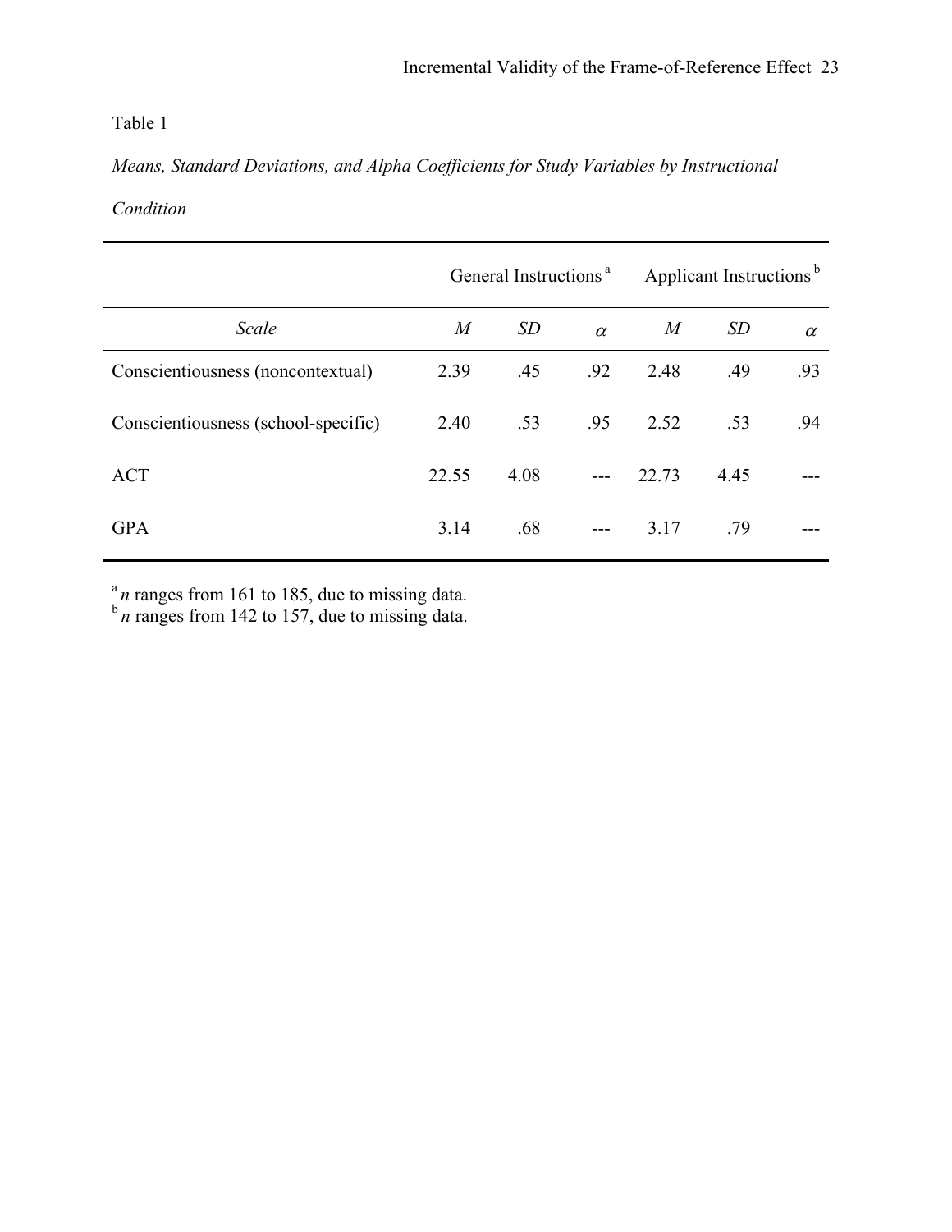Table 1

*Means, Standard Deviations, and Alpha Coefficients for Study Variables by Instructional Condition*

| | General Instructions [a] | | | Applicant Instructions [b] | | |
|---|---|---|---|---|---|---|
| *Scale* | *M* | *SD* | $\alpha$ | *M* | *SD* | $\alpha$ |
| Conscientiousness (noncontextual) | 2.39 | .45 | .92 | 2.48 | .49 | .93 |
| Conscientiousness (school-specific) | 2.40 | .53 | .95 | 2.52 | .53 | .94 |
| ACT | 22.55 | 4.08 | --- | 22.73 | 4.45 | --- |
| GPA | 3.14 | .68 | --- | 3.17 | .79 | --- |

[a] *n* ranges from 161 to 185, due to missing data.
[b] *n* ranges from 142 to 157, due to missing data.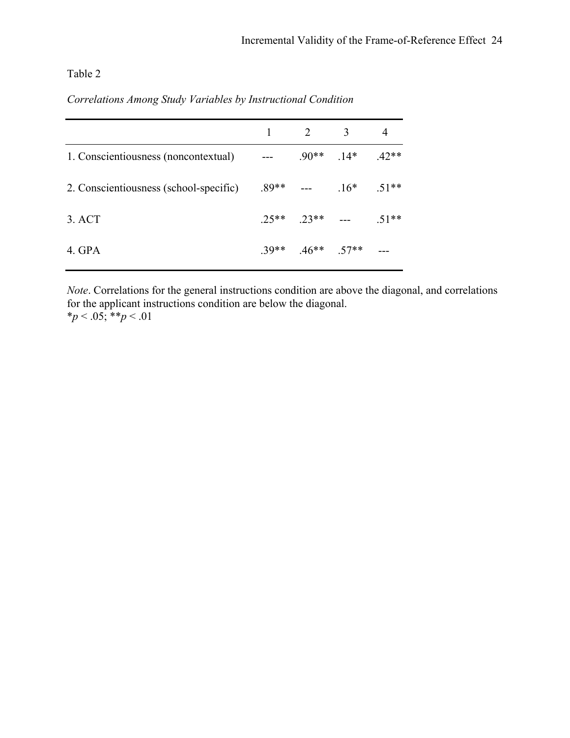Table 2

*Correlations Among Study Variables by Instructional Condition*

| | 1 | 2 | 3 | 4 |
|---|---|---|---|---|
| 1. Conscientiousness (noncontextual) | --- | .90** | .14* | .42** |
| 2. Conscientiousness (school-specific) | .89** | --- | .16* | .51** |
| 3. ACT | .25** | .23** | --- | .51** |
| 4. GPA | .39** | .46** | .57** | --- |

*Note*. Correlations for the general instructions condition are above the diagonal, and correlations for the applicant instructions condition are below the diagonal.
*$p < .05$; **$p < .01$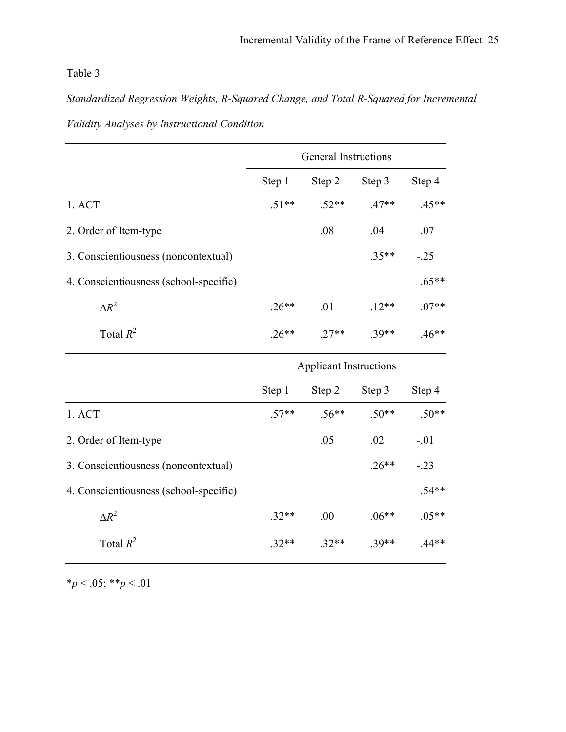Table 3

*Standardized Regression Weights, R-Squared Change, and Total R-Squared for Incremental Validity Analyses by Instructional Condition*

| | General Instructions | | | |
|---|---|---|---|---|
| | Step 1 | Step 2 | Step 3 | Step 4 |
| 1. ACT | .51** | .52** | .47** | .45** |
| 2. Order of Item-type | | .08 | .04 | .07 |
| 3. Conscientiousness (noncontextual) | | | .35** | -.25 |
| 4. Conscientiousness (school-specific) | | | | .65** |
| $\Delta R^2$ | .26** | .01 | .12** | .07** |
| Total $R^2$ | .26** | .27** | .39** | .46** |
| | **Applicant Instructions** | | | |
| | Step 1 | Step 2 | Step 3 | Step 4 |
| 1. ACT | .57** | .56** | .50** | .50** |
| 2. Order of Item-type | | .05 | .02 | -.01 |
| 3. Conscientiousness (noncontextual) | | | .26** | -.23 |
| 4. Conscientiousness (school-specific) | | | | .54** |
| $\Delta R^2$ | .32** | .00 | .06** | .05** |
| Total $R^2$ | .32** | .32** | .39** | .44** |

*$p < .05$; **$p < .01$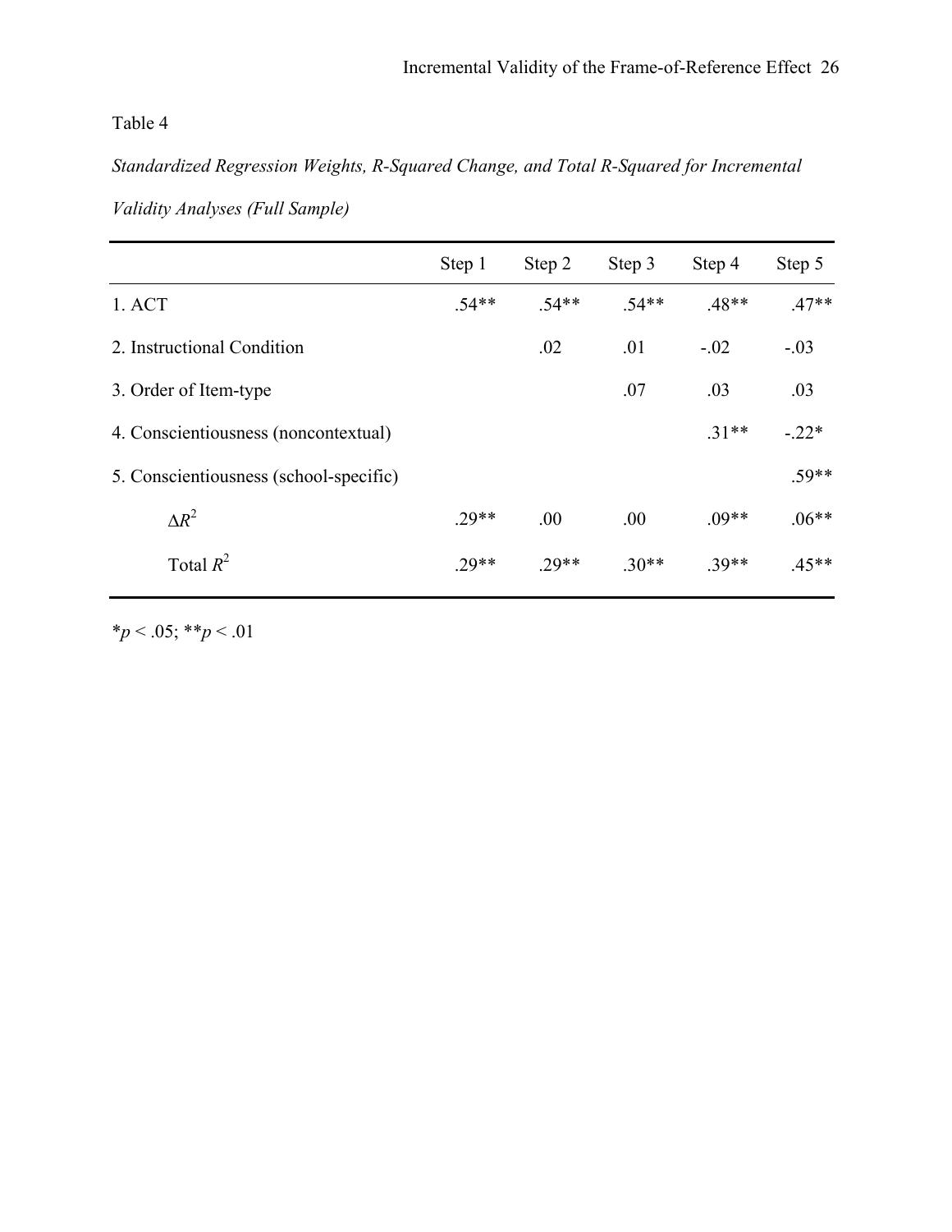Table 4

*Standardized Regression Weights, R-Squared Change, and Total R-Squared for Incremental Validity Analyses (Full Sample)*

| | Step 1 | Step 2 | Step 3 | Step 4 | Step 5 |
|---|---|---|---|---|---|
| 1. ACT | .54** | .54** | .54** | .48** | .47** |
| 2. Instructional Condition | | .02 | .01 | -.02 | -.03 |
| 3. Order of Item-type | | | .07 | .03 | .03 |
| 4. Conscientiousness (noncontextual) | | | | .31** | -.22* |
| 5. Conscientiousness (school-specific) | | | | | .59** |
| $\Delta R^2$ | .29** | .00 | .00 | .09** | .06** |
| Total $R^2$ | .29** | .29** | .30** | .39** | .45** |

\**p* < .05; \*\**p* < .01